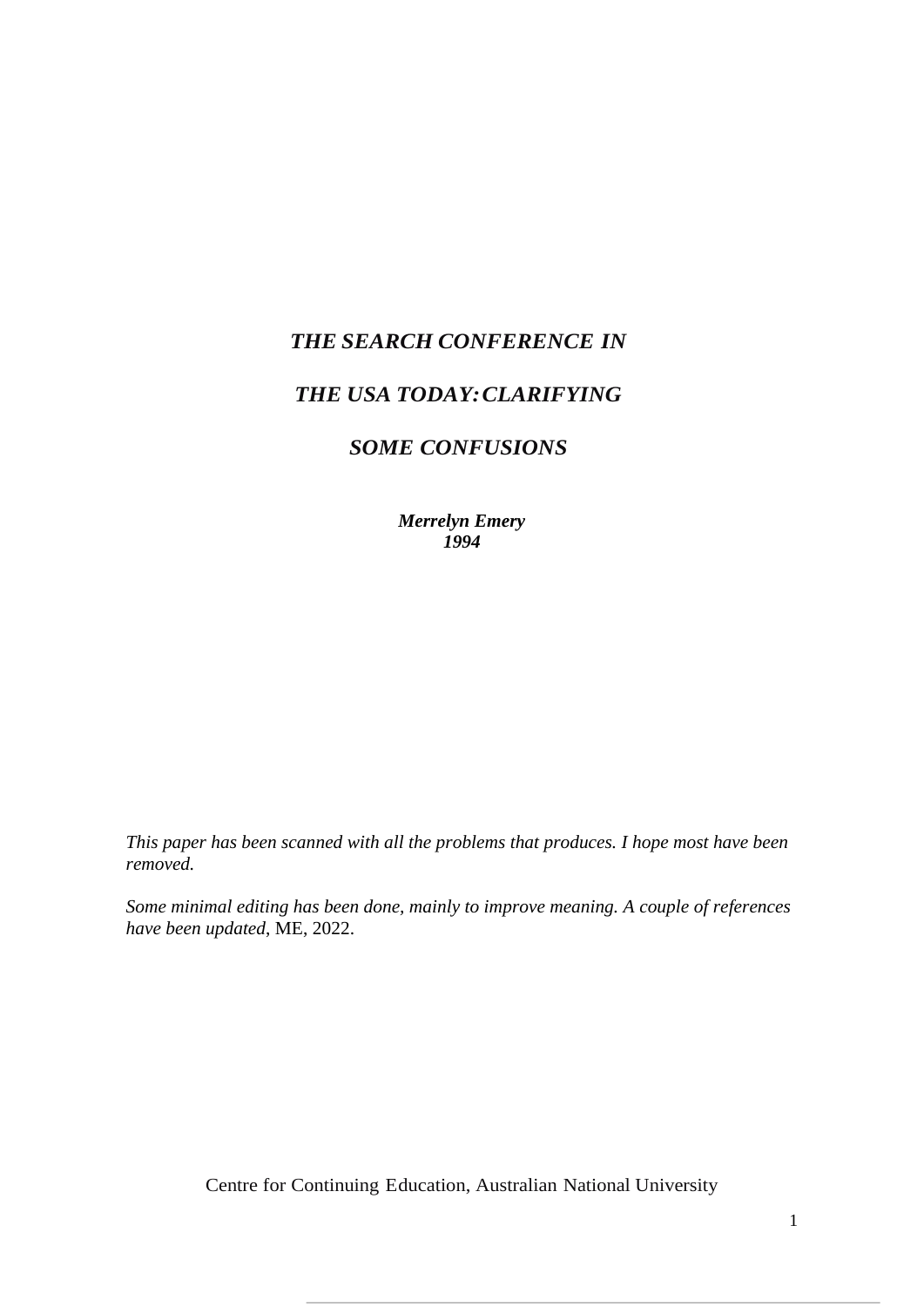# *THE SEARCH CONFERENCE IN THE USA TODAY: CLARIFYING SOME CONFUSIONS*

***Merrelyn Emery***
***1994***

*This paper has been scanned with all the problems that produces. I hope most have been removed.*

*Some minimal editing has been done, mainly to improve meaning. A couple of references have been updated*, ME, 2022.

Centre for Continuing Education, Australian National University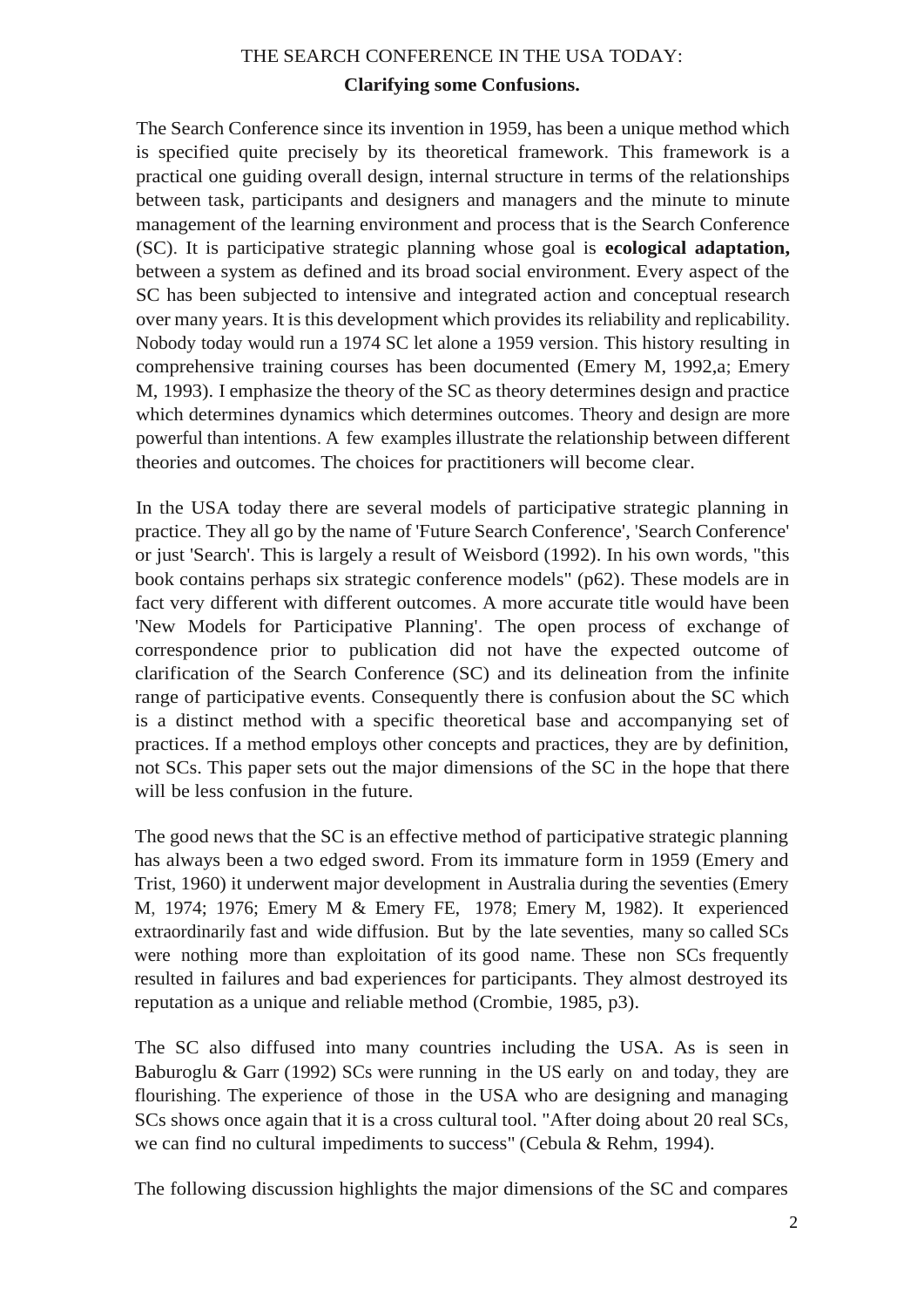# THE SEARCH CONFERENCE IN THE USA TODAY:

## Clarifying some Confusions.

The Search Conference since its invention in 1959, has been a unique method which is specified quite precisely by its theoretical framework. This framework is a practical one guiding overall design, internal structure in terms of the relationships between task, participants and designers and managers and the minute to minute management of the learning environment and process that is the Search Conference (SC). It is participative strategic planning whose goal is **ecological adaptation,** between a system as defined and its broad social environment. Every aspect of the SC has been subjected to intensive and integrated action and conceptual research over many years. It is this development which provides its reliability and replicability. Nobody today would run a 1974 SC let alone a 1959 version. This history resulting in comprehensive training courses has been documented (Emery M, 1992,a; Emery M, 1993). I emphasize the theory of the SC as theory determines design and practice which determines dynamics which determines outcomes. Theory and design are more powerful than intentions. A few examples illustrate the relationship between different theories and outcomes. The choices for practitioners will become clear.

In the USA today there are several models of participative strategic planning in practice. They all go by the name of 'Future Search Conference', 'Search Conference' or just 'Search'. This is largely a result of Weisbord (1992). In his own words, "this book contains perhaps six strategic conference models" (p62). These models are in fact very different with different outcomes. A more accurate title would have been 'New Models for Participative Planning'. The open process of exchange of correspondence prior to publication did not have the expected outcome of clarification of the Search Conference (SC) and its delineation from the infinite range of participative events. Consequently there is confusion about the SC which is a distinct method with a specific theoretical base and accompanying set of practices. If a method employs other concepts and practices, they are by definition, not SCs. This paper sets out the major dimensions of the SC in the hope that there will be less confusion in the future.

The good news that the SC is an effective method of participative strategic planning has always been a two edged sword. From its immature form in 1959 (Emery and Trist, 1960) it underwent major development in Australia during the seventies (Emery M, 1974; 1976; Emery M & Emery FE, 1978; Emery M, 1982). It experienced extraordinarily fast and wide diffusion. But by the late seventies, many so called SCs were nothing more than exploitation of its good name. These non SCs frequently resulted in failures and bad experiences for participants. They almost destroyed its reputation as a unique and reliable method (Crombie, 1985, p3).

The SC also diffused into many countries including the USA. As is seen in Baburoglu & Garr (1992) SCs were running in the US early on and today, they are flourishing. The experience of those in the USA who are designing and managing SCs shows once again that it is a cross cultural tool. "After doing about 20 real SCs, we can find no cultural impediments to success" (Cebula & Rehm, 1994).

The following discussion highlights the major dimensions of the SC and compares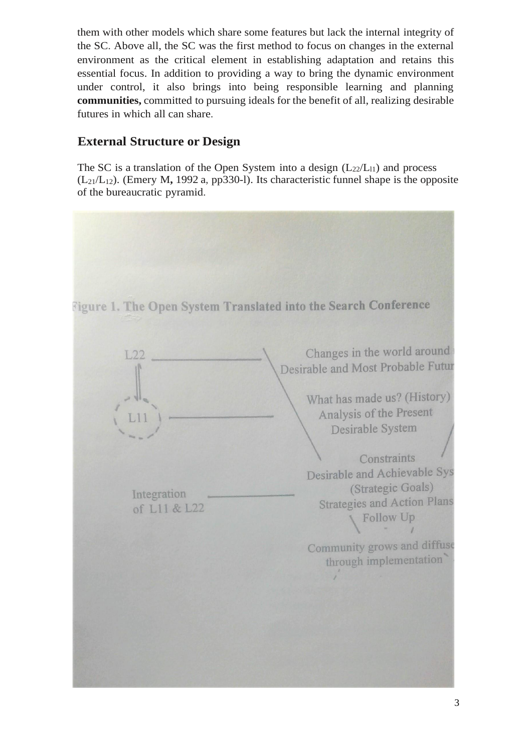them with other models which share some features but lack the internal integrity of the SC. Above all, the SC was the first method to focus on changes in the external environment as the critical element in establishing adaptation and retains this essential focus. In addition to providing a way to bring the dynamic environment under control, it also brings into being responsible learning and planning **communities,** committed to pursuing ideals for the benefit of all, realizing desirable futures in which all can share.

## External Structure or Design

The SC is a translation of the Open System into a design ($L_{22}/L_{11}$) and process ($L_{21}/L_{12}$). (Emery M**,** 1992 a, pp330-l). Its characteristic funnel shape is the opposite of the bureaucratic pyramid.

Figure 1. The Open System Translated into the Search Conference

L22 — Changes in the world around us; Desirable and Most Probable Future

L11 — What has made us? (History); Analysis of the Present; Desirable System

Integration of L11 & L22 — Constraints; Desirable and Achievable System (Strategic Goals); Strategies and Action Plans; Follow Up

Community grows and diffuses through implementation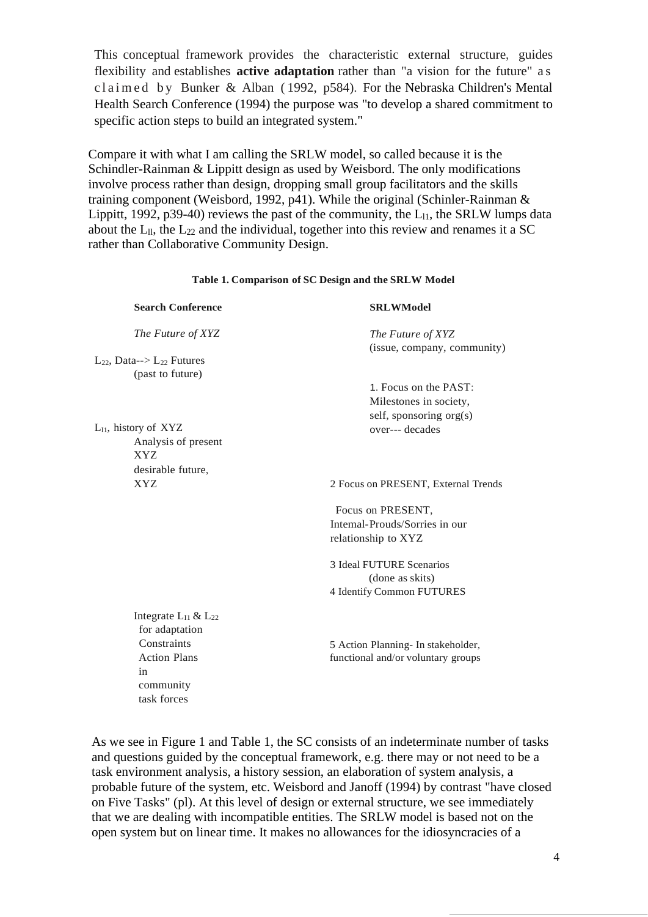This conceptual framework provides the characteristic external structure, guides flexibility and establishes **active adaptation** rather than "a vision for the future" as claimed by Bunker & Alban (1992, p584). For the Nebraska Children's Mental Health Search Conference (1994) the purpose was "to develop a shared commitment to specific action steps to build an integrated system."

Compare it with what I am calling the SRLW model, so called because it is the Schindler-Rainman & Lippitt design as used by Weisbord. The only modifications involve process rather than design, dropping small group facilitators and the skills training component (Weisbord, 1992, p41). While the original (Schinler-Rainman & Lippitt, 1992, p39-40) reviews the past of the community, the $L_{11}$, the SRLW lumps data about the $L_{11}$, the $L_{22}$ and the individual, together into this review and renames it a SC rather than Collaborative Community Design.

**Table 1. Comparison of SC Design and the SRLW Model**

| **Search Conference** | **SRLWModel** |
|---|---|
| *The Future of XYZ* | *The Future of XYZ* (issue, company, community) |
| $L_{22}$, Data--> $L_{22}$ Futures (past to future) | |
| | 1. Focus on the PAST: Milestones in society, self, sponsoring org(s) over--- decades |
| $L_{11}$, history of XYZ<br>Analysis of present XYZ<br>desirable future, XYZ | 2 Focus on PRESENT, External Trends |
| | Focus on PRESENT, Intemal-Prouds/Sorries in our relationship to XYZ |
| | 3 Ideal FUTURE Scenarios (done as skits)<br>4 Identify Common FUTURES |
| Integrate $L_{11}$ & $L_{22}$ for adaptation<br>Constraints<br>Action Plans in community task forces | 5 Action Planning- In stakeholder, functional and/or voluntary groups |

As we see in Figure 1 and Table 1, the SC consists of an indeterminate number of tasks and questions guided by the conceptual framework, e.g. there may or not need to be a task environment analysis, a history session, an elaboration of system analysis, a probable future of the system, etc. Weisbord and Janoff (1994) by contrast "have closed on Five Tasks" (pl). At this level of design or external structure, we see immediately that we are dealing with incompatible entities. The SRLW model is based not on the open system but on linear time. It makes no allowances for the idiosyncracies of a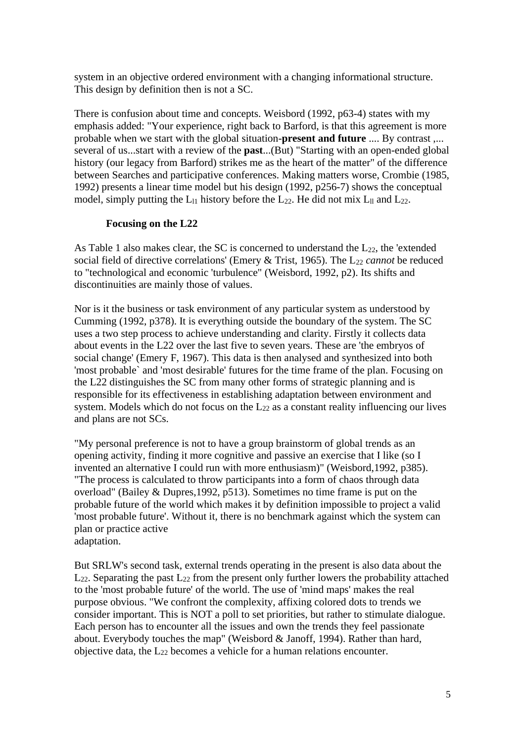system in an objective ordered environment with a changing informational structure. This design by definition then is not a SC.

There is confusion about time and concepts. Weisbord (1992, p63-4) states with my emphasis added: "Your experience, right back to Barford, is that this agreement is more probable when we start with the global situation-**present and future** .... By contrast ,... several of us...start with a review of the **past**...(But) "Starting with an open-ended global history (our legacy from Barford) strikes me as the heart of the matter" of the difference between Searches and participative conferences. Making matters worse, Crombie (1985, 1992) presents a linear time model but his design (1992, p256-7) shows the conceptual model, simply putting the $L_{11}$ history before the $L_{22}$. He did not mix $L_{11}$ and $L_{22}$.

**Focusing on the L22**

As Table 1 also makes clear, the SC is concerned to understand the $L_{22}$, the 'extended social field of directive correlations' (Emery & Trist, 1965). The $L_{22}$ *cannot* be reduced to "technological and economic 'turbulence" (Weisbord, 1992, p2). Its shifts and discontinuities are mainly those of values.

Nor is it the business or task environment of any particular system as understood by Cumming (1992, p378). It is everything outside the boundary of the system. The SC uses a two step process to achieve understanding and clarity. Firstly it collects data about events in the L22 over the last five to seven years. These are 'the embryos of social change' (Emery F, 1967). This data is then analysed and synthesized into both 'most probable` and 'most desirable' futures for the time frame of the plan. Focusing on the L22 distinguishes the SC from many other forms of strategic planning and is responsible for its effectiveness in establishing adaptation between environment and system. Models which do not focus on the $L_{22}$ as a constant reality influencing our lives and plans are not SCs.

"My personal preference is not to have a group brainstorm of global trends as an opening activity, finding it more cognitive and passive an exercise that I like (so I invented an alternative I could run with more enthusiasm)" (Weisbord,1992, p385). "The process is calculated to throw participants into a form of chaos through data overload" (Bailey & Dupres,1992, p513). Sometimes no time frame is put on the probable future of the world which makes it by definition impossible to project a valid 'most probable future'. Without it, there is no benchmark against which the system can plan or practice active adaptation.

But SRLW's second task, external trends operating in the present is also data about the $L_{22}$. Separating the past $L_{22}$ from the present only further lowers the probability attached to the 'most probable future' of the world. The use of 'mind maps' makes the real purpose obvious. "We confront the complexity, affixing colored dots to trends we consider important. This is NOT a poll to set priorities, but rather to stimulate dialogue. Each person has to encounter all the issues and own the trends they feel passionate about. Everybody touches the map" (Weisbord & Janoff, 1994). Rather than hard, objective data, the $L_{22}$ becomes a vehicle for a human relations encounter.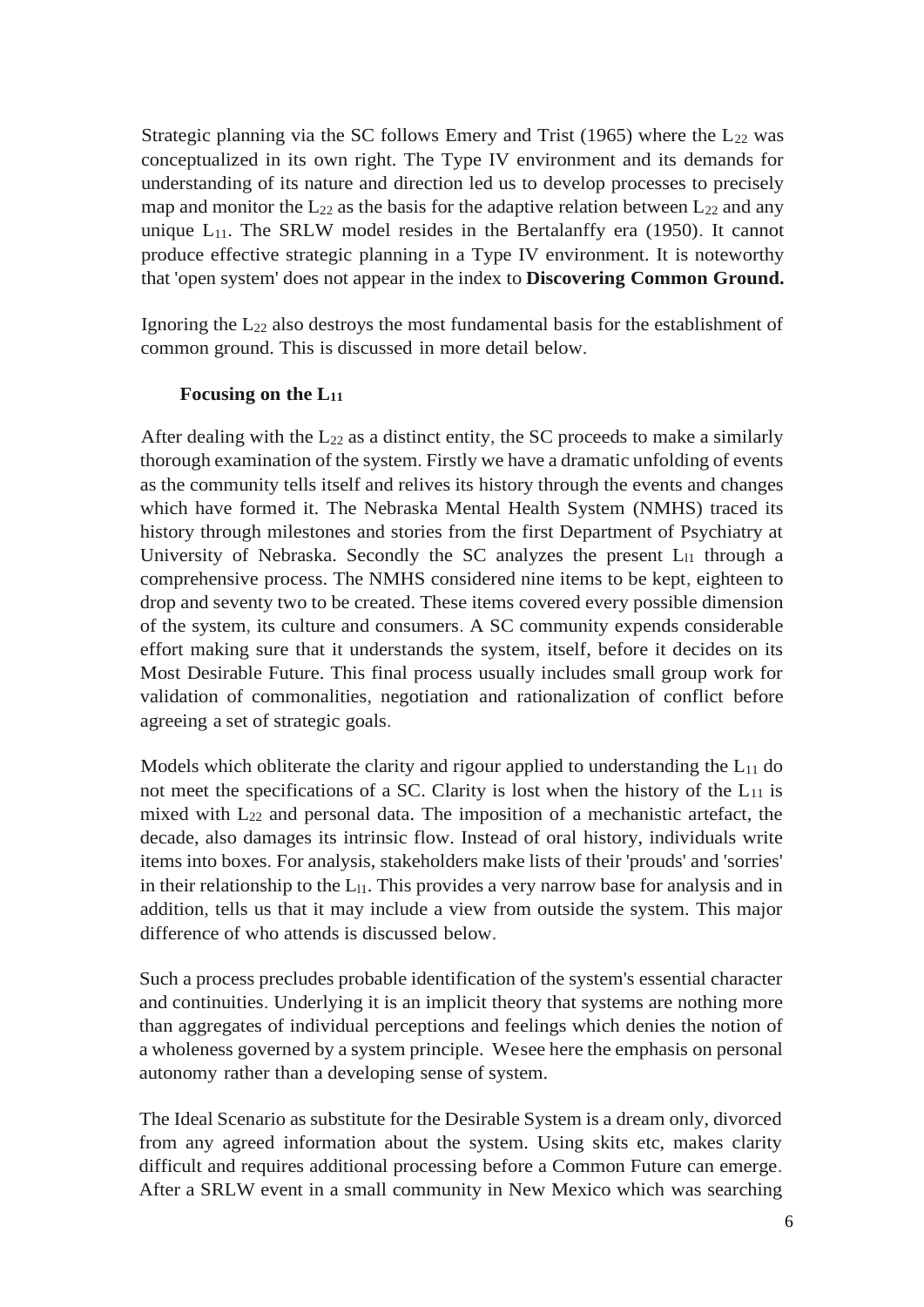Strategic planning via the SC follows Emery and Trist (1965) where the $L_{22}$ was conceptualized in its own right. The Type IV environment and its demands for understanding of its nature and direction led us to develop processes to precisely map and monitor the $L_{22}$ as the basis for the adaptive relation between $L_{22}$ and any unique $L_{11}$. The SRLW model resides in the Bertalanffy era (1950). It cannot produce effective strategic planning in a Type IV environment. It is noteworthy that 'open system' does not appear in the index to **Discovering Common Ground.**

Ignoring the $L_{22}$ also destroys the most fundamental basis for the establishment of common ground. This is discussed in more detail below.

**Focusing on the $L_{11}$**

After dealing with the $L_{22}$ as a distinct entity, the SC proceeds to make a similarly thorough examination of the system. Firstly we have a dramatic unfolding of events as the community tells itself and relives its history through the events and changes which have formed it. The Nebraska Mental Health System (NMHS) traced its history through milestones and stories from the first Department of Psychiatry at University of Nebraska. Secondly the SC analyzes the present $L_{11}$ through a comprehensive process. The NMHS considered nine items to be kept, eighteen to drop and seventy two to be created. These items covered every possible dimension of the system, its culture and consumers. A SC community expends considerable effort making sure that it understands the system, itself, before it decides on its Most Desirable Future. This final process usually includes small group work for validation of commonalities, negotiation and rationalization of conflict before agreeing a set of strategic goals.

Models which obliterate the clarity and rigour applied to understanding the $L_{11}$ do not meet the specifications of a SC. Clarity is lost when the history of the $L_{11}$ is mixed with $L_{22}$ and personal data. The imposition of a mechanistic artefact, the decade, also damages its intrinsic flow. Instead of oral history, individuals write items into boxes. For analysis, stakeholders make lists of their 'prouds' and 'sorries' in their relationship to the $L_{11}$. This provides a very narrow base for analysis and in addition, tells us that it may include a view from outside the system. This major difference of who attends is discussed below.

Such a process precludes probable identification of the system's essential character and continuities. Underlying it is an implicit theory that systems are nothing more than aggregates of individual perceptions and feelings which denies the notion of a wholeness governed by a system principle. Wesee here the emphasis on personal autonomy rather than a developing sense of system.

The Ideal Scenario as substitute for the Desirable System is a dream only, divorced from any agreed information about the system. Using skits etc, makes clarity difficult and requires additional processing before a Common Future can emerge. After a SRLW event in a small community in New Mexico which was searching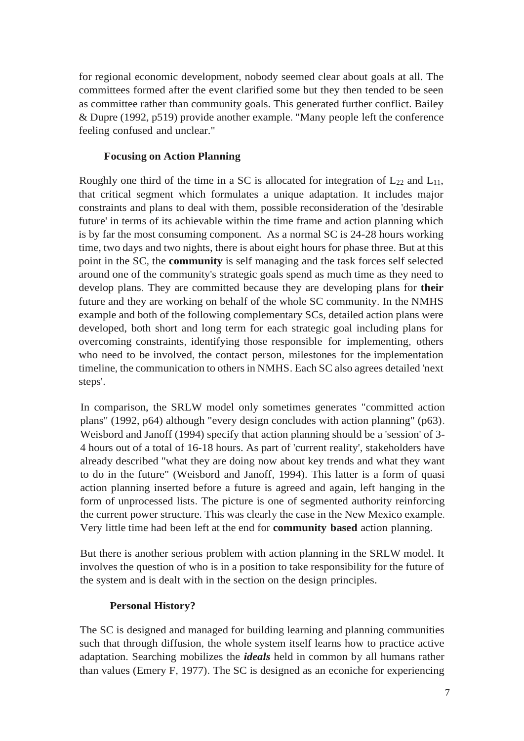for regional economic development, nobody seemed clear about goals at all. The committees formed after the event clarified some but they then tended to be seen as committee rather than community goals. This generated further conflict. Bailey & Dupre (1992, p519) provide another example. "Many people left the conference feeling confused and unclear."

### Focusing on Action Planning

Roughly one third of the time in a SC is allocated for integration of $L_{22}$ and $L_{11}$, that critical segment which formulates a unique adaptation. It includes major constraints and plans to deal with them, possible reconsideration of the 'desirable future' in terms of its achievable within the time frame and action planning which is by far the most consuming component. As a normal SC is 24-28 hours working time, two days and two nights, there is about eight hours for phase three. But at this point in the SC, the **community** is self managing and the task forces self selected around one of the community's strategic goals spend as much time as they need to develop plans. They are committed because they are developing plans for **their** future and they are working on behalf of the whole SC community. In the NMHS example and both of the following complementary SCs, detailed action plans were developed, both short and long term for each strategic goal including plans for overcoming constraints, identifying those responsible for implementing, others who need to be involved, the contact person, milestones for the implementation timeline, the communication to others in NMHS. Each SC also agrees detailed 'next steps'.

In comparison, the SRLW model only sometimes generates "committed action plans" (1992, p64) although "every design concludes with action planning" (p63). Weisbord and Janoff (1994) specify that action planning should be a 'session' of 3-4 hours out of a total of 16-18 hours. As part of 'current reality', stakeholders have already described "what they are doing now about key trends and what they want to do in the future" (Weisbord and Janoff, 1994). This latter is a form of quasi action planning inserted before a future is agreed and again, left hanging in the form of unprocessed lists. The picture is one of segmented authority reinforcing the current power structure. This was clearly the case in the New Mexico example. Very little time had been left at the end for **community based** action planning.

But there is another serious problem with action planning in the SRLW model. It involves the question of who is in a position to take responsibility for the future of the system and is dealt with in the section on the design principles.

### Personal History?

The SC is designed and managed for building learning and planning communities such that through diffusion, the whole system itself learns how to practice active adaptation. Searching mobilizes the ***ideals*** held in common by all humans rather than values (Emery F, 1977). The SC is designed as an econiche for experiencing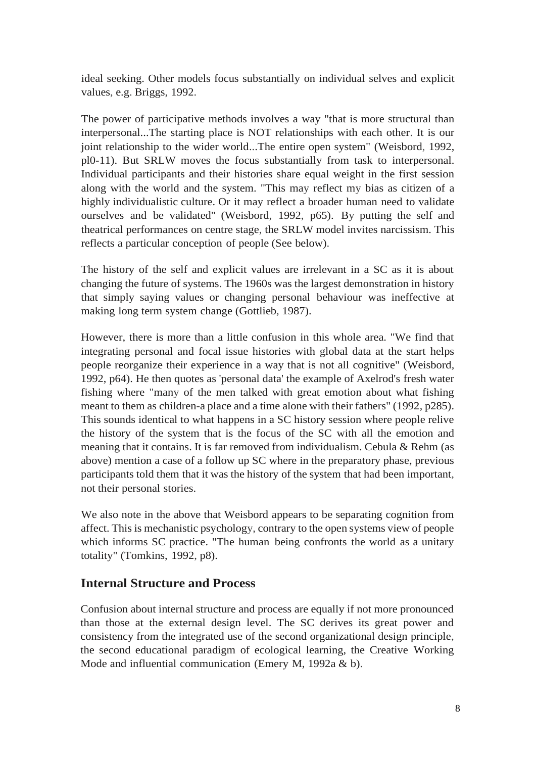ideal seeking. Other models focus substantially on individual selves and explicit values, e.g. Briggs, 1992.

The power of participative methods involves a way "that is more structural than interpersonal...The starting place is NOT relationships with each other. It is our joint relationship to the wider world...The entire open system" (Weisbord, 1992, pl0-11). But SRLW moves the focus substantially from task to interpersonal. Individual participants and their histories share equal weight in the first session along with the world and the system. "This may reflect my bias as citizen of a highly individualistic culture. Or it may reflect a broader human need to validate ourselves and be validated" (Weisbord, 1992, p65). By putting the self and theatrical performances on centre stage, the SRLW model invites narcissism. This reflects a particular conception of people (See below).

The history of the self and explicit values are irrelevant in a SC as it is about changing the future of systems. The 1960s was the largest demonstration in history that simply saying values or changing personal behaviour was ineffective at making long term system change (Gottlieb, 1987).

However, there is more than a little confusion in this whole area. "We find that integrating personal and focal issue histories with global data at the start helps people reorganize their experience in a way that is not all cognitive" (Weisbord, 1992, p64). He then quotes as 'personal data' the example of Axelrod's fresh water fishing where "many of the men talked with great emotion about what fishing meant to them as children-a place and a time alone with their fathers" (1992, p285). This sounds identical to what happens in a SC history session where people relive the history of the system that is the focus of the SC with all the emotion and meaning that it contains. It is far removed from individualism. Cebula & Rehm (as above) mention a case of a follow up SC where in the preparatory phase, previous participants told them that it was the history of the system that had been important, not their personal stories.

We also note in the above that Weisbord appears to be separating cognition from affect. This is mechanistic psychology, contrary to the open systems view of people which informs SC practice. "The human being confronts the world as a unitary totality" (Tomkins, 1992, p8).

## Internal Structure and Process

Confusion about internal structure and process are equally if not more pronounced than those at the external design level. The SC derives its great power and consistency from the integrated use of the second organizational design principle, the second educational paradigm of ecological learning, the Creative Working Mode and influential communication (Emery M, 1992a & b).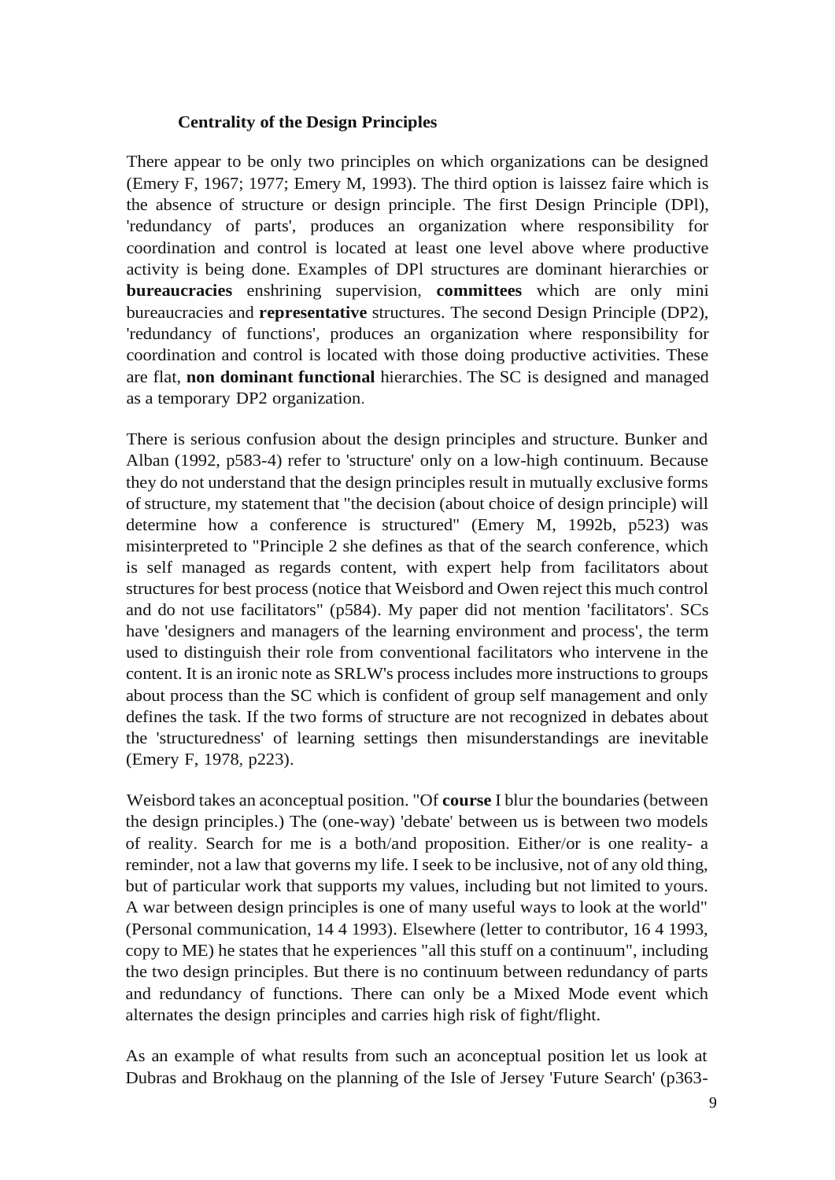## Centrality of the Design Principles

There appear to be only two principles on which organizations can be designed (Emery F, 1967; 1977; Emery M, 1993). The third option is laissez faire which is the absence of structure or design principle. The first Design Principle (DPl), 'redundancy of parts', produces an organization where responsibility for coordination and control is located at least one level above where productive activity is being done. Examples of DPl structures are dominant hierarchies or **bureaucracies** enshrining supervision, **committees** which are only mini bureaucracies and **representative** structures. The second Design Principle (DP2), 'redundancy of functions', produces an organization where responsibility for coordination and control is located with those doing productive activities. These are flat, **non dominant functional** hierarchies. The SC is designed and managed as a temporary DP2 organization.

There is serious confusion about the design principles and structure. Bunker and Alban (1992, p583-4) refer to 'structure' only on a low-high continuum. Because they do not understand that the design principles result in mutually exclusive forms of structure, my statement that "the decision (about choice of design principle) will determine how a conference is structured" (Emery M, 1992b, p523) was misinterpreted to "Principle 2 she defines as that of the search conference, which is self managed as regards content, with expert help from facilitators about structures for best process (notice that Weisbord and Owen reject this much control and do not use facilitators" (p584). My paper did not mention 'facilitators'. SCs have 'designers and managers of the learning environment and process', the term used to distinguish their role from conventional facilitators who intervene in the content. It is an ironic note as SRLW's process includes more instructions to groups about process than the SC which is confident of group self management and only defines the task. If the two forms of structure are not recognized in debates about the 'structuredness' of learning settings then misunderstandings are inevitable (Emery F, 1978, p223).

Weisbord takes an aconceptual position. "Of **course** I blur the boundaries (between the design principles.) The (one-way) 'debate' between us is between two models of reality. Search for me is a both/and proposition. Either/or is one reality- a reminder, not a law that governs my life. I seek to be inclusive, not of any old thing, but of particular work that supports my values, including but not limited to yours. A war between design principles is one of many useful ways to look at the world" (Personal communication, 14 4 1993). Elsewhere (letter to contributor, 16 4 1993, copy to ME) he states that he experiences "all this stuff on a continuum", including the two design principles. But there is no continuum between redundancy of parts and redundancy of functions. There can only be a Mixed Mode event which alternates the design principles and carries high risk of fight/flight.

As an example of what results from such an aconceptual position let us look at Dubras and Brokhaug on the planning of the Isle of Jersey 'Future Search' (p363-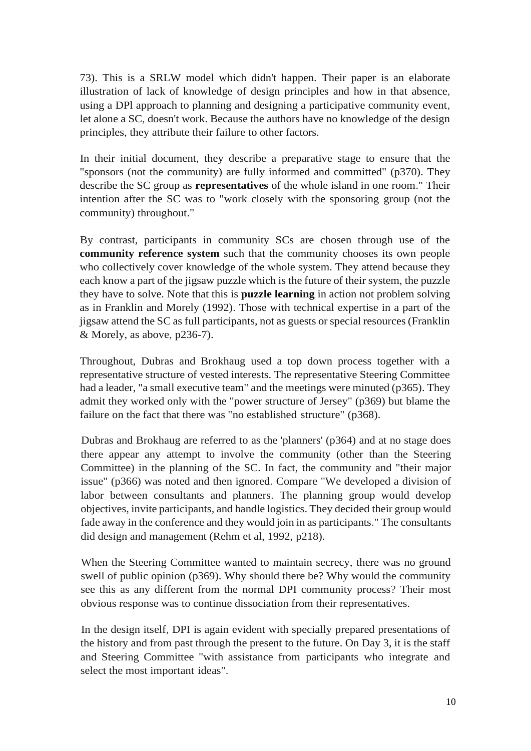73). This is a SRLW model which didn't happen. Their paper is an elaborate illustration of lack of knowledge of design principles and how in that absence, using a DPl approach to planning and designing a participative community event, let alone a SC, doesn't work. Because the authors have no knowledge of the design principles, they attribute their failure to other factors.

In their initial document, they describe a preparative stage to ensure that the "sponsors (not the community) are fully informed and committed" (p370). They describe the SC group as **representatives** of the whole island in one room." Their intention after the SC was to "work closely with the sponsoring group (not the community) throughout."

By contrast, participants in community SCs are chosen through use of the **community reference system** such that the community chooses its own people who collectively cover knowledge of the whole system. They attend because they each know a part of the jigsaw puzzle which is the future of their system, the puzzle they have to solve. Note that this is **puzzle learning** in action not problem solving as in Franklin and Morely (1992). Those with technical expertise in a part of the jigsaw attend the SC as full participants, not as guests or special resources (Franklin & Morely, as above, p236-7).

Throughout, Dubras and Brokhaug used a top down process together with a representative structure of vested interests. The representative Steering Committee had a leader, "a small executive team" and the meetings were minuted (p365). They admit they worked only with the "power structure of Jersey" (p369) but blame the failure on the fact that there was "no established structure" (p368).

Dubras and Brokhaug are referred to as the 'planners' (p364) and at no stage does there appear any attempt to involve the community (other than the Steering Committee) in the planning of the SC. In fact, the community and "their major issue" (p366) was noted and then ignored. Compare "We developed a division of labor between consultants and planners. The planning group would develop objectives, invite participants, and handle logistics. They decided their group would fade away in the conference and they would join in as participants." The consultants did design and management (Rehm et al, 1992, p218).

When the Steering Committee wanted to maintain secrecy, there was no ground swell of public opinion (p369). Why should there be? Why would the community see this as any different from the normal DPI community process? Their most obvious response was to continue dissociation from their representatives.

In the design itself, DPI is again evident with specially prepared presentations of the history and from past through the present to the future. On Day 3, it is the staff and Steering Committee "with assistance from participants who integrate and select the most important ideas".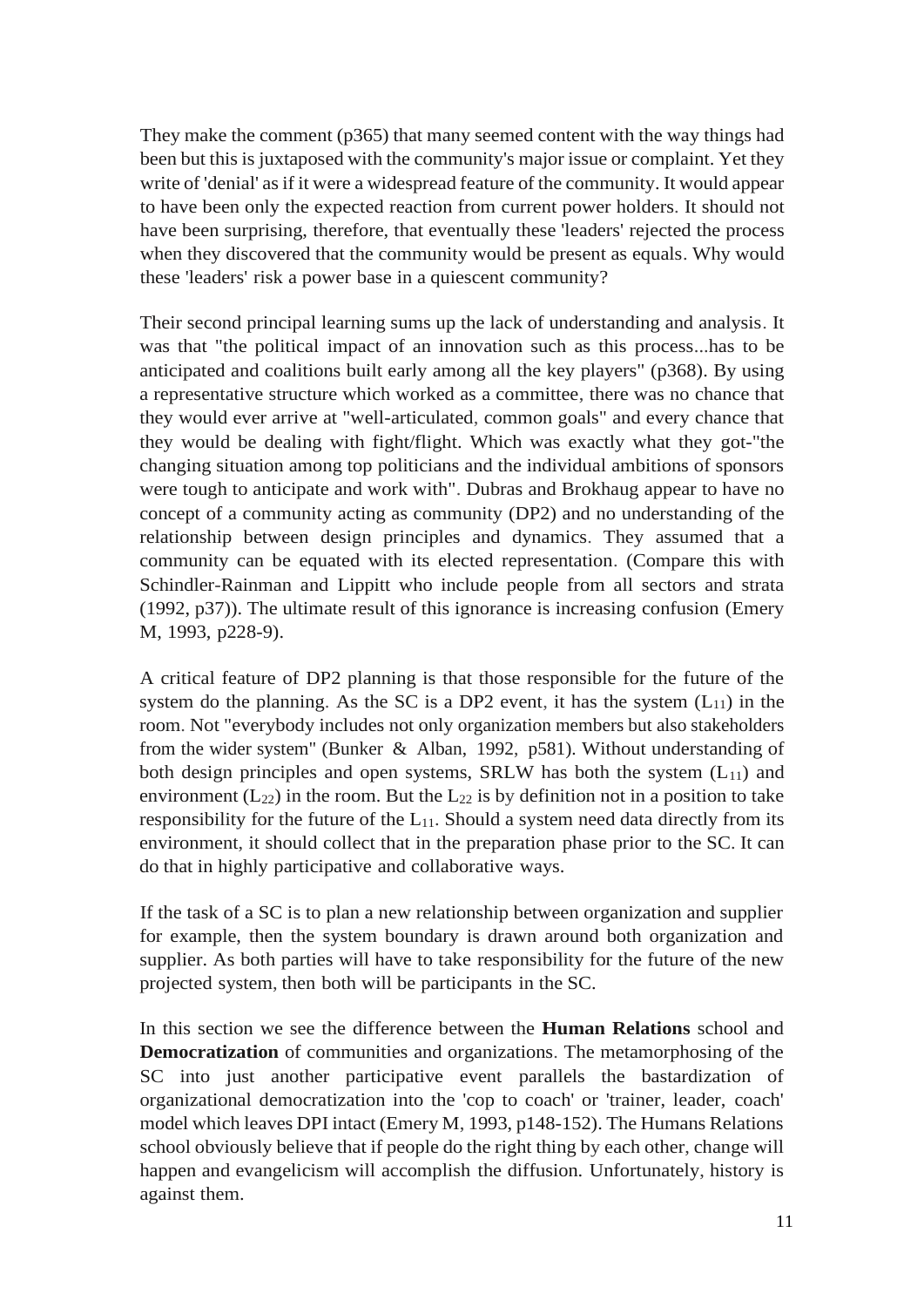They make the comment (p365) that many seemed content with the way things had been but this is juxtaposed with the community's major issue or complaint. Yet they write of 'denial' as if it were a widespread feature of the community. It would appear to have been only the expected reaction from current power holders. It should not have been surprising, therefore, that eventually these 'leaders' rejected the process when they discovered that the community would be present as equals. Why would these 'leaders' risk a power base in a quiescent community?

Their second principal learning sums up the lack of understanding and analysis. It was that "the political impact of an innovation such as this process...has to be anticipated and coalitions built early among all the key players" (p368). By using a representative structure which worked as a committee, there was no chance that they would ever arrive at "well-articulated, common goals" and every chance that they would be dealing with fight/flight. Which was exactly what they got-"the changing situation among top politicians and the individual ambitions of sponsors were tough to anticipate and work with". Dubras and Brokhaug appear to have no concept of a community acting as community (DP2) and no understanding of the relationship between design principles and dynamics. They assumed that a community can be equated with its elected representation. (Compare this with Schindler-Rainman and Lippitt who include people from all sectors and strata (1992, p37)). The ultimate result of this ignorance is increasing confusion (Emery M, 1993, p228-9).

A critical feature of DP2 planning is that those responsible for the future of the system do the planning. As the SC is a DP2 event, it has the system ($L_{11}$) in the room. Not "everybody includes not only organization members but also stakeholders from the wider system" (Bunker & Alban, 1992, p581). Without understanding of both design principles and open systems, SRLW has both the system ($L_{11}$) and environment ($L_{22}$) in the room. But the $L_{22}$ is by definition not in a position to take responsibility for the future of the $L_{11}$. Should a system need data directly from its environment, it should collect that in the preparation phase prior to the SC. It can do that in highly participative and collaborative ways.

If the task of a SC is to plan a new relationship between organization and supplier for example, then the system boundary is drawn around both organization and supplier. As both parties will have to take responsibility for the future of the new projected system, then both will be participants in the SC.

In this section we see the difference between the **Human Relations** school and **Democratization** of communities and organizations. The metamorphosing of the SC into just another participative event parallels the bastardization of organizational democratization into the 'cop to coach' or 'trainer, leader, coach' model which leaves DPI intact (Emery M, 1993, p148-152). The Humans Relations school obviously believe that if people do the right thing by each other, change will happen and evangelicism will accomplish the diffusion. Unfortunately, history is against them.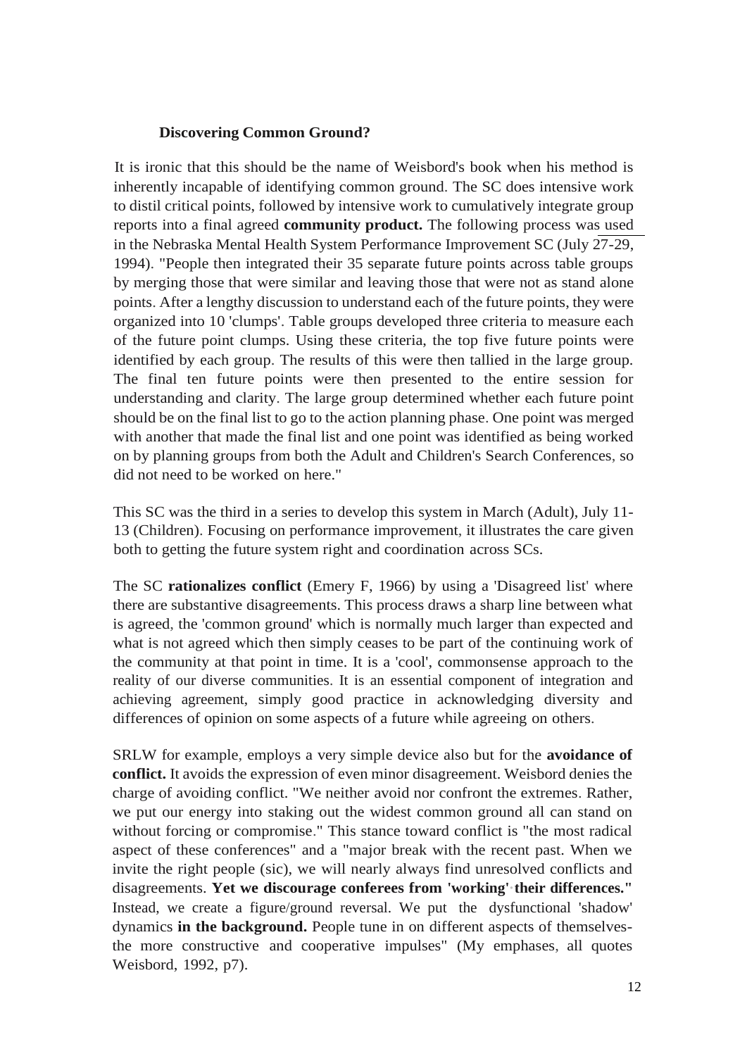### Discovering Common Ground?

It is ironic that this should be the name of Weisbord's book when his method is inherently incapable of identifying common ground. The SC does intensive work to distil critical points, followed by intensive work to cumulatively integrate group reports into a final agreed **community product.** The following process was used in the Nebraska Mental Health System Performance Improvement SC (July 27-29, 1994). "People then integrated their 35 separate future points across table groups by merging those that were similar and leaving those that were not as stand alone points. After a lengthy discussion to understand each of the future points, they were organized into 10 'clumps'. Table groups developed three criteria to measure each of the future point clumps. Using these criteria, the top five future points were identified by each group. The results of this were then tallied in the large group. The final ten future points were then presented to the entire session for understanding and clarity. The large group determined whether each future point should be on the final list to go to the action planning phase. One point was merged with another that made the final list and one point was identified as being worked on by planning groups from both the Adult and Children's Search Conferences, so did not need to be worked on here."

This SC was the third in a series to develop this system in March (Adult), July 11-13 (Children). Focusing on performance improvement, it illustrates the care given both to getting the future system right and coordination across SCs.

The SC **rationalizes conflict** (Emery F, 1966) by using a 'Disagreed list' where there are substantive disagreements. This process draws a sharp line between what is agreed, the 'common ground' which is normally much larger than expected and what is not agreed which then simply ceases to be part of the continuing work of the community at that point in time. It is a 'cool', commonsense approach to the reality of our diverse communities. It is an essential component of integration and achieving agreement, simply good practice in acknowledging diversity and differences of opinion on some aspects of a future while agreeing on others.

SRLW for example, employs a very simple device also but for the **avoidance of conflict.** It avoids the expression of even minor disagreement. Weisbord denies the charge of avoiding conflict. "We neither avoid nor confront the extremes. Rather, we put our energy into staking out the widest common ground all can stand on without forcing or compromise." This stance toward conflict is "the most radical aspect of these conferences" and a "major break with the recent past. When we invite the right people (sic), we will nearly always find unresolved conflicts and disagreements. **Yet we discourage conferees from 'working' their differences."** Instead, we create a figure/ground reversal. We put the dysfunctional 'shadow' dynamics **in the background.** People tune in on different aspects of themselves-the more constructive and cooperative impulses" (My emphases, all quotes Weisbord, 1992, p7).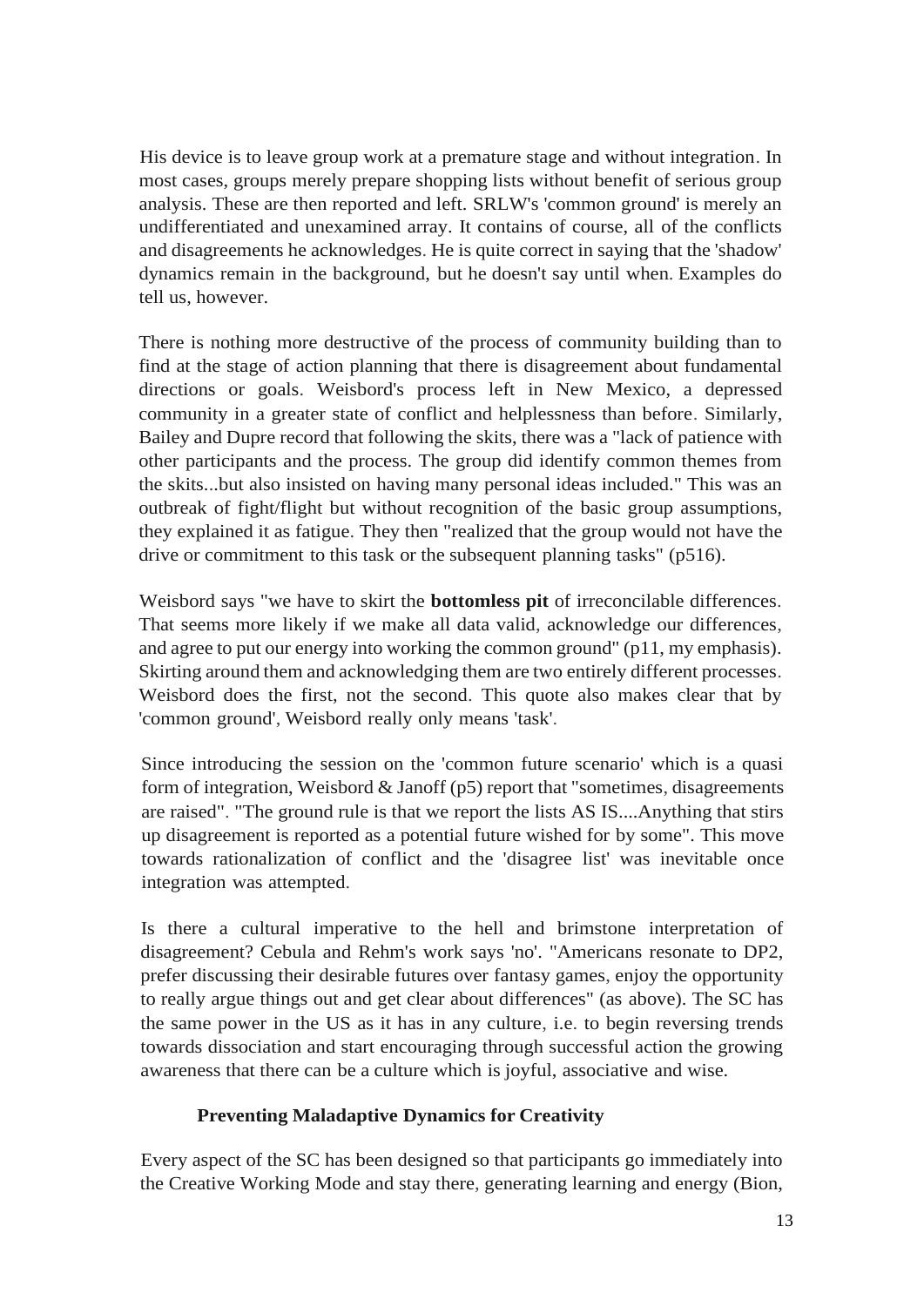His device is to leave group work at a premature stage and without integration. In most cases, groups merely prepare shopping lists without benefit of serious group analysis. These are then reported and left. SRLW's 'common ground' is merely an undifferentiated and unexamined array. It contains of course, all of the conflicts and disagreements he acknowledges. He is quite correct in saying that the 'shadow' dynamics remain in the background, but he doesn't say until when. Examples do tell us, however.

There is nothing more destructive of the process of community building than to find at the stage of action planning that there is disagreement about fundamental directions or goals. Weisbord's process left in New Mexico, a depressed community in a greater state of conflict and helplessness than before. Similarly, Bailey and Dupre record that following the skits, there was a "lack of patience with other participants and the process. The group did identify common themes from the skits...but also insisted on having many personal ideas included." This was an outbreak of fight/flight but without recognition of the basic group assumptions, they explained it as fatigue. They then "realized that the group would not have the drive or commitment to this task or the subsequent planning tasks" (p516).

Weisbord says "we have to skirt the **bottomless pit** of irreconcilable differences. That seems more likely if we make all data valid, acknowledge our differences, and agree to put our energy into working the common ground" (p11, my emphasis). Skirting around them and acknowledging them are two entirely different processes. Weisbord does the first, not the second. This quote also makes clear that by 'common ground', Weisbord really only means 'task'.

Since introducing the session on the 'common future scenario' which is a quasi form of integration, Weisbord & Janoff (p5) report that "sometimes, disagreements are raised". "The ground rule is that we report the lists AS IS....Anything that stirs up disagreement is reported as a potential future wished for by some". This move towards rationalization of conflict and the 'disagree list' was inevitable once integration was attempted.

Is there a cultural imperative to the hell and brimstone interpretation of disagreement? Cebula and Rehm's work says 'no'. "Americans resonate to DP2, prefer discussing their desirable futures over fantasy games, enjoy the opportunity to really argue things out and get clear about differences" (as above). The SC has the same power in the US as it has in any culture, i.e. to begin reversing trends towards dissociation and start encouraging through successful action the growing awareness that there can be a culture which is joyful, associative and wise.

### Preventing Maladaptive Dynamics for Creativity

Every aspect of the SC has been designed so that participants go immediately into the Creative Working Mode and stay there, generating learning and energy (Bion,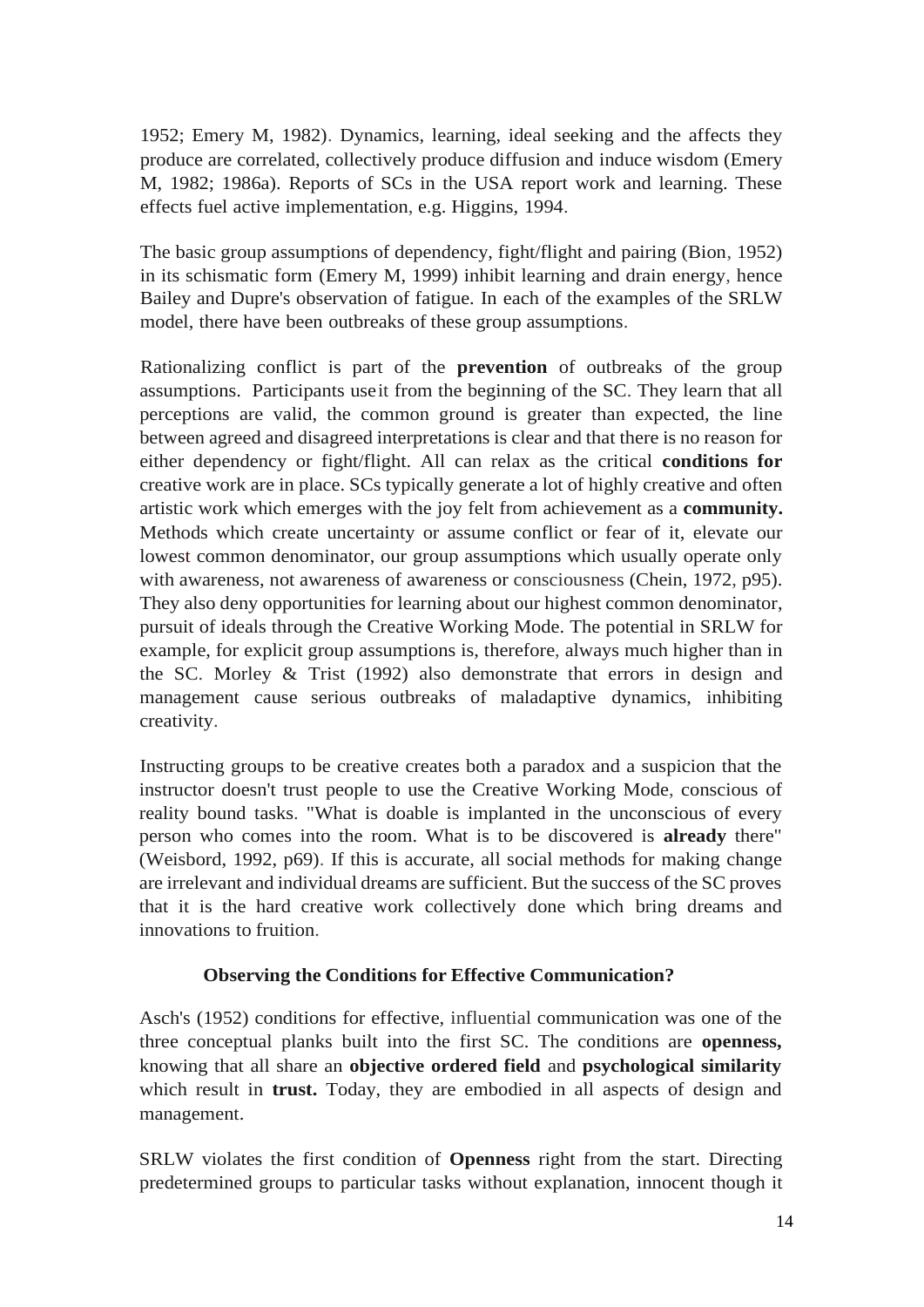1952; Emery M, 1982). Dynamics, learning, ideal seeking and the affects they produce are correlated, collectively produce diffusion and induce wisdom (Emery M, 1982; 1986a). Reports of SCs in the USA report work and learning. These effects fuel active implementation, e.g. Higgins, 1994.

The basic group assumptions of dependency, fight/flight and pairing (Bion, 1952) in its schismatic form (Emery M, 1999) inhibit learning and drain energy, hence Bailey and Dupre's observation of fatigue. In each of the examples of the SRLW model, there have been outbreaks of these group assumptions.

Rationalizing conflict is part of the **prevention** of outbreaks of the group assumptions. Participants use it from the beginning of the SC. They learn that all perceptions are valid, the common ground is greater than expected, the line between agreed and disagreed interpretations is clear and that there is no reason for either dependency or fight/flight. All can relax as the critical **conditions for** creative work are in place. SCs typically generate a lot of highly creative and often artistic work which emerges with the joy felt from achievement as a **community.** Methods which create uncertainty or assume conflict or fear of it, elevate our lowest common denominator, our group assumptions which usually operate only with awareness, not awareness of awareness or consciousness (Chein, 1972, p95). They also deny opportunities for learning about our highest common denominator, pursuit of ideals through the Creative Working Mode. The potential in SRLW for example, for explicit group assumptions is, therefore, always much higher than in the SC. Morley & Trist (1992) also demonstrate that errors in design and management cause serious outbreaks of maladaptive dynamics, inhibiting creativity.

Instructing groups to be creative creates both a paradox and a suspicion that the instructor doesn't trust people to use the Creative Working Mode, conscious of reality bound tasks. "What is doable is implanted in the unconscious of every person who comes into the room. What is to be discovered is **already** there" (Weisbord, 1992, p69). If this is accurate, all social methods for making change are irrelevant and individual dreams are sufficient. But the success of the SC proves that it is the hard creative work collectively done which bring dreams and innovations to fruition.

### Observing the Conditions for Effective Communication?

Asch's (1952) conditions for effective, influential communication was one of the three conceptual planks built into the first SC. The conditions are **openness,** knowing that all share an **objective ordered field** and **psychological similarity** which result in **trust.** Today, they are embodied in all aspects of design and management.

SRLW violates the first condition of **Openness** right from the start. Directing predetermined groups to particular tasks without explanation, innocent though it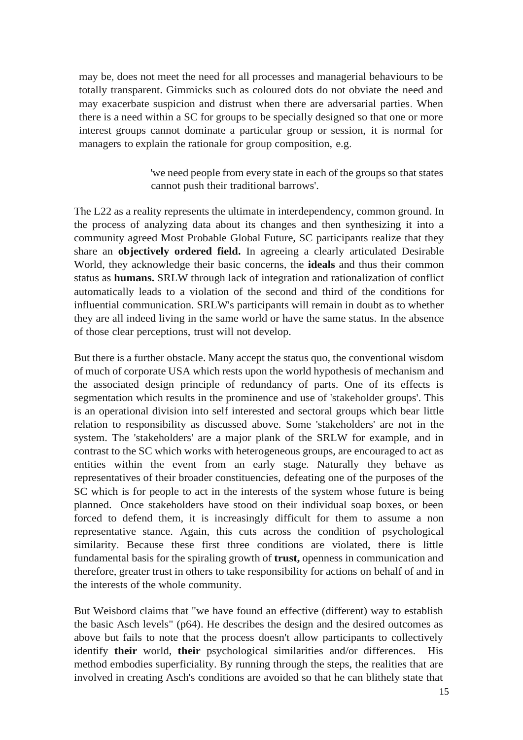may be, does not meet the need for all processes and managerial behaviours to be totally transparent. Gimmicks such as coloured dots do not obviate the need and may exacerbate suspicion and distrust when there are adversarial parties. When there is a need within a SC for groups to be specially designed so that one or more interest groups cannot dominate a particular group or session, it is normal for managers to explain the rationale for group composition, e.g.

> 'we need people from every state in each of the groups so that states cannot push their traditional barrows'.

The L22 as a reality represents the ultimate in interdependency, common ground. In the process of analyzing data about its changes and then synthesizing it into a community agreed Most Probable Global Future, SC participants realize that they share an **objectively ordered field.** In agreeing a clearly articulated Desirable World, they acknowledge their basic concerns, the **ideals** and thus their common status as **humans.** SRLW through lack of integration and rationalization of conflict automatically leads to a violation of the second and third of the conditions for influential communication. SRLW's participants will remain in doubt as to whether they are all indeed living in the same world or have the same status. In the absence of those clear perceptions, trust will not develop.

But there is a further obstacle. Many accept the status quo, the conventional wisdom of much of corporate USA which rests upon the world hypothesis of mechanism and the associated design principle of redundancy of parts. One of its effects is segmentation which results in the prominence and use of 'stakeholder groups'. This is an operational division into self interested and sectoral groups which bear little relation to responsibility as discussed above. Some 'stakeholders' are not in the system. The 'stakeholders' are a major plank of the SRLW for example, and in contrast to the SC which works with heterogeneous groups, are encouraged to act as entities within the event from an early stage. Naturally they behave as representatives of their broader constituencies, defeating one of the purposes of the SC which is for people to act in the interests of the system whose future is being planned. Once stakeholders have stood on their individual soap boxes, or been forced to defend them, it is increasingly difficult for them to assume a non representative stance. Again, this cuts across the condition of psychological similarity. Because these first three conditions are violated, there is little fundamental basis for the spiraling growth of **trust,** openness in communication and therefore, greater trust in others to take responsibility for actions on behalf of and in the interests of the whole community.

But Weisbord claims that "we have found an effective (different) way to establish the basic Asch levels" (p64). He describes the design and the desired outcomes as above but fails to note that the process doesn't allow participants to collectively identify **their** world, **their** psychological similarities and/or differences. His method embodies superficiality. By running through the steps, the realities that are involved in creating Asch's conditions are avoided so that he can blithely state that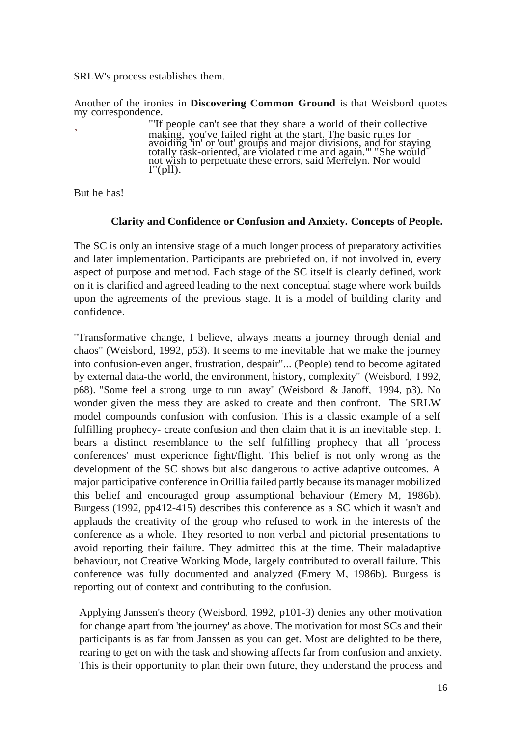SRLW's process establishes them.

Another of the ironies in **Discovering Common Ground** is that Weisbord quotes my correspondence.

> "'If people can't see that they share a world of their collective making, you've failed right at the start. The basic rules for avoiding 'in' or 'out' groups and major divisions, and for staying totally task-oriented, are violated time and again.'" "She would not wish to perpetuate these errors, said Merrelyn. Nor would I"(pll).

But he has!

### Clarity and Confidence or Confusion and Anxiety. Concepts of People.

The SC is only an intensive stage of a much longer process of preparatory activities and later implementation. Participants are prebriefed on, if not involved in, every aspect of purpose and method. Each stage of the SC itself is clearly defined, work on it is clarified and agreed leading to the next conceptual stage where work builds upon the agreements of the previous stage. It is a model of building clarity and confidence.

"Transformative change, I believe, always means a journey through denial and chaos" (Weisbord, 1992, p53). It seems to me inevitable that we make the journey into confusion-even anger, frustration, despair"... (People) tend to become agitated by external data-the world, the environment, history, complexity" (Weisbord, I 992, p68). "Some feel a strong urge to run away" (Weisbord & Janoff, 1994, p3). No wonder given the mess they are asked to create and then confront. The SRLW model compounds confusion with confusion. This is a classic example of a self fulfilling prophecy- create confusion and then claim that it is an inevitable step. It bears a distinct resemblance to the self fulfilling prophecy that all 'process conferences' must experience fight/flight. This belief is not only wrong as the development of the SC shows but also dangerous to active adaptive outcomes. A major participative conference in Orillia failed partly because its manager mobilized this belief and encouraged group assumptional behaviour (Emery M, 1986b). Burgess (1992, pp412-415) describes this conference as a SC which it wasn't and applauds the creativity of the group who refused to work in the interests of the conference as a whole. They resorted to non verbal and pictorial presentations to avoid reporting their failure. They admitted this at the time. Their maladaptive behaviour, not Creative Working Mode, largely contributed to overall failure. This conference was fully documented and analyzed (Emery M, 1986b). Burgess is reporting out of context and contributing to the confusion.

Applying Janssen's theory (Weisbord, 1992, p101-3) denies any other motivation for change apart from 'the journey' as above. The motivation for most SCs and their participants is as far from Janssen as you can get. Most are delighted to be there, rearing to get on with the task and showing affects far from confusion and anxiety. This is their opportunity to plan their own future, they understand the process and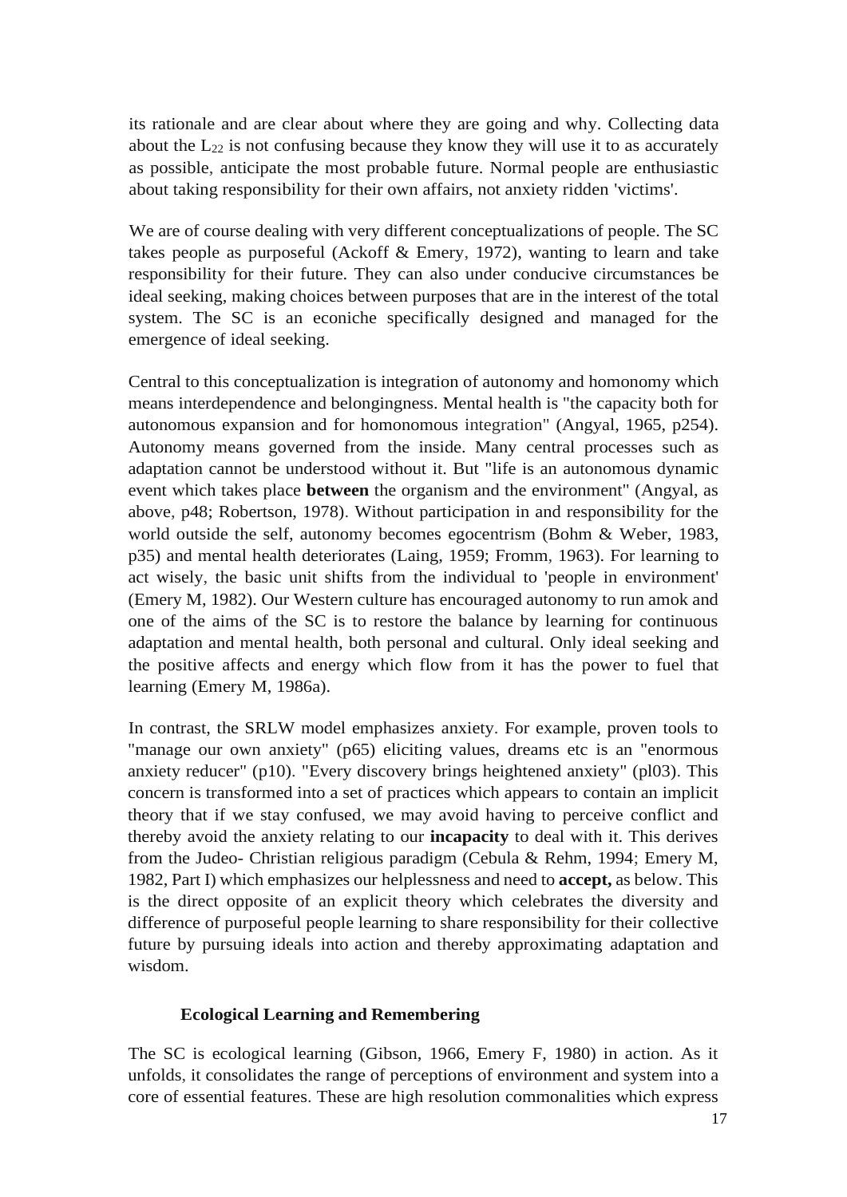its rationale and are clear about where they are going and why. Collecting data about the $L_{22}$ is not confusing because they know they will use it to as accurately as possible, anticipate the most probable future. Normal people are enthusiastic about taking responsibility for their own affairs, not anxiety ridden 'victims'.

We are of course dealing with very different conceptualizations of people. The SC takes people as purposeful (Ackoff & Emery, 1972), wanting to learn and take responsibility for their future. They can also under conducive circumstances be ideal seeking, making choices between purposes that are in the interest of the total system. The SC is an econiche specifically designed and managed for the emergence of ideal seeking.

Central to this conceptualization is integration of autonomy and homonomy which means interdependence and belongingness. Mental health is "the capacity both for autonomous expansion and for homonomous integration" (Angyal, 1965, p254). Autonomy means governed from the inside. Many central processes such as adaptation cannot be understood without it. But "life is an autonomous dynamic event which takes place **between** the organism and the environment" (Angyal, as above, p48; Robertson, 1978). Without participation in and responsibility for the world outside the self, autonomy becomes egocentrism (Bohm & Weber, 1983, p35) and mental health deteriorates (Laing, 1959; Fromm, 1963). For learning to act wisely, the basic unit shifts from the individual to 'people in environment' (Emery M, 1982). Our Western culture has encouraged autonomy to run amok and one of the aims of the SC is to restore the balance by learning for continuous adaptation and mental health, both personal and cultural. Only ideal seeking and the positive affects and energy which flow from it has the power to fuel that learning (Emery M, 1986a).

In contrast, the SRLW model emphasizes anxiety. For example, proven tools to "manage our own anxiety" (p65) eliciting values, dreams etc is an "enormous anxiety reducer" (p10). "Every discovery brings heightened anxiety" (pl03). This concern is transformed into a set of practices which appears to contain an implicit theory that if we stay confused, we may avoid having to perceive conflict and thereby avoid the anxiety relating to our **incapacity** to deal with it. This derives from the Judeo- Christian religious paradigm (Cebula & Rehm, 1994; Emery M, 1982, Part I) which emphasizes our helplessness and need to **accept,** as below. This is the direct opposite of an explicit theory which celebrates the diversity and difference of purposeful people learning to share responsibility for their collective future by pursuing ideals into action and thereby approximating adaptation and wisdom.

## Ecological Learning and Remembering

The SC is ecological learning (Gibson, 1966, Emery F, 1980) in action. As it unfolds, it consolidates the range of perceptions of environment and system into a core of essential features. These are high resolution commonalities which express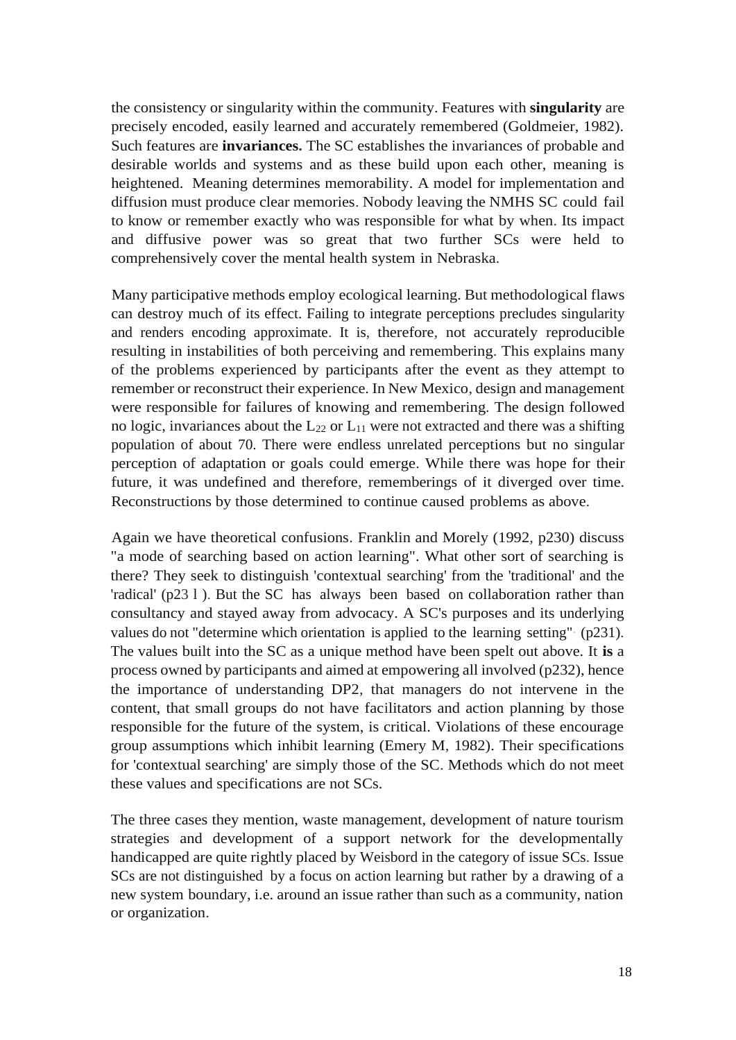the consistency or singularity within the community. Features with **singularity** are precisely encoded, easily learned and accurately remembered (Goldmeier, 1982). Such features are **invariances.** The SC establishes the invariances of probable and desirable worlds and systems and as these build upon each other, meaning is heightened. Meaning determines memorability. A model for implementation and diffusion must produce clear memories. Nobody leaving the NMHS SC could fail to know or remember exactly who was responsible for what by when. Its impact and diffusive power was so great that two further SCs were held to comprehensively cover the mental health system in Nebraska.

Many participative methods employ ecological learning. But methodological flaws can destroy much of its effect. Failing to integrate perceptions precludes singularity and renders encoding approximate. It is, therefore, not accurately reproducible resulting in instabilities of both perceiving and remembering. This explains many of the problems experienced by participants after the event as they attempt to remember or reconstruct their experience. In New Mexico, design and management were responsible for failures of knowing and remembering. The design followed no logic, invariances about the $L_{22}$ or $L_{11}$ were not extracted and there was a shifting population of about 70. There were endless unrelated perceptions but no singular perception of adaptation or goals could emerge. While there was hope for their future, it was undefined and therefore, rememberings of it diverged over time. Reconstructions by those determined to continue caused problems as above.

Again we have theoretical confusions. Franklin and Morely (1992, p230) discuss "a mode of searching based on action learning". What other sort of searching is there? They seek to distinguish 'contextual searching' from the 'traditional' and the 'radical' (p231). But the SC has always been based on collaboration rather than consultancy and stayed away from advocacy. A SC's purposes and its underlying values do not "determine which orientation is applied to the learning setting" (p231). The values built into the SC as a unique method have been spelt out above. It **is** a process owned by participants and aimed at empowering all involved (p232), hence the importance of understanding DP2, that managers do not intervene in the content, that small groups do not have facilitators and action planning by those responsible for the future of the system, is critical. Violations of these encourage group assumptions which inhibit learning (Emery M, 1982). Their specifications for 'contextual searching' are simply those of the SC. Methods which do not meet these values and specifications are not SCs.

The three cases they mention, waste management, development of nature tourism strategies and development of a support network for the developmentally handicapped are quite rightly placed by Weisbord in the category of issue SCs. Issue SCs are not distinguished by a focus on action learning but rather by a drawing of a new system boundary, i.e. around an issue rather than such as a community, nation or organization.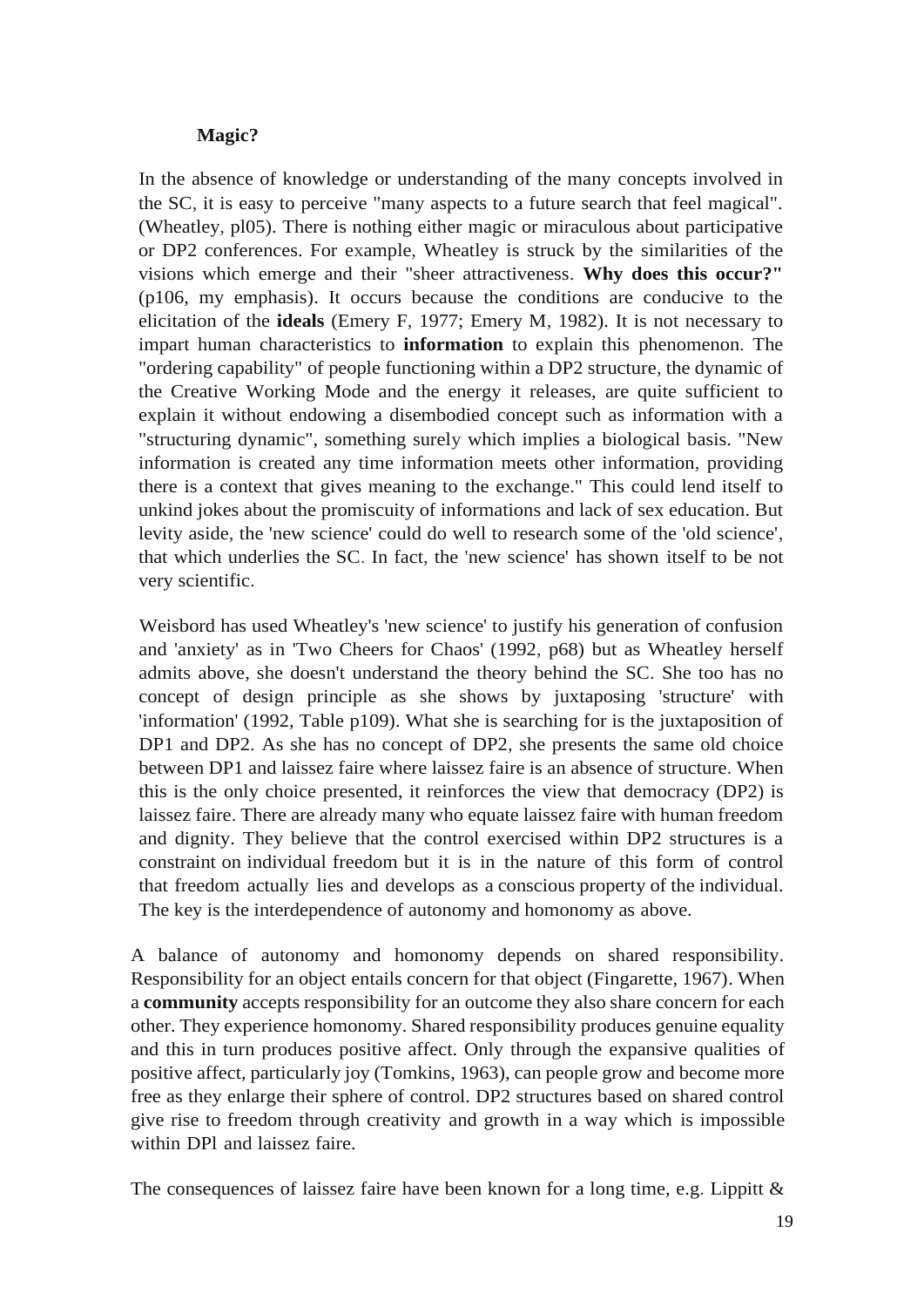**Magic?**

In the absence of knowledge or understanding of the many concepts involved in the SC, it is easy to perceive "many aspects to a future search that feel magical". (Wheatley, pl05). There is nothing either magic or miraculous about participative or DP2 conferences. For example, Wheatley is struck by the similarities of the visions which emerge and their "sheer attractiveness. **Why does this occur?"** (p106, my emphasis). It occurs because the conditions are conducive to the elicitation of the **ideals** (Emery F, 1977; Emery M, 1982). It is not necessary to impart human characteristics to **information** to explain this phenomenon. The "ordering capability" of people functioning within a DP2 structure, the dynamic of the Creative Working Mode and the energy it releases, are quite sufficient to explain it without endowing a disembodied concept such as information with a "structuring dynamic", something surely which implies a biological basis. "New information is created any time information meets other information, providing there is a context that gives meaning to the exchange." This could lend itself to unkind jokes about the promiscuity of informations and lack of sex education. But levity aside, the 'new science' could do well to research some of the 'old science', that which underlies the SC. In fact, the 'new science' has shown itself to be not very scientific.

Weisbord has used Wheatley's 'new science' to justify his generation of confusion and 'anxiety' as in 'Two Cheers for Chaos' (1992, p68) but as Wheatley herself admits above, she doesn't understand the theory behind the SC. She too has no concept of design principle as she shows by juxtaposing 'structure' with 'information' (1992, Table p109). What she is searching for is the juxtaposition of DP1 and DP2. As she has no concept of DP2, she presents the same old choice between DP1 and laissez faire where laissez faire is an absence of structure. When this is the only choice presented, it reinforces the view that democracy (DP2) is laissez faire. There are already many who equate laissez faire with human freedom and dignity. They believe that the control exercised within DP2 structures is a constraint on individual freedom but it is in the nature of this form of control that freedom actually lies and develops as a conscious property of the individual. The key is the interdependence of autonomy and homonomy as above.

A balance of autonomy and homonomy depends on shared responsibility. Responsibility for an object entails concern for that object (Fingarette, 1967). When a **community** accepts responsibility for an outcome they also share concern for each other. They experience homonomy. Shared responsibility produces genuine equality and this in turn produces positive affect. Only through the expansive qualities of positive affect, particularly joy (Tomkins, 1963), can people grow and become more free as they enlarge their sphere of control. DP2 structures based on shared control give rise to freedom through creativity and growth in a way which is impossible within DPl and laissez faire.

The consequences of laissez faire have been known for a long time, e.g. Lippitt &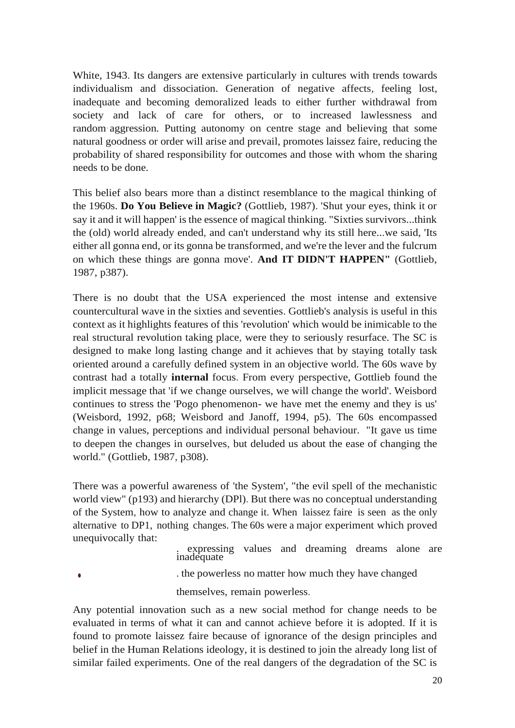White, 1943. Its dangers are extensive particularly in cultures with trends towards individualism and dissociation. Generation of negative affects, feeling lost, inadequate and becoming demoralized leads to either further withdrawal from society and lack of care for others, or to increased lawlessness and random aggression. Putting autonomy on centre stage and believing that some natural goodness or order will arise and prevail, promotes laissez faire, reducing the probability of shared responsibility for outcomes and those with whom the sharing needs to be done.

This belief also bears more than a distinct resemblance to the magical thinking of the 1960s. **Do You Believe in Magic?** (Gottlieb, 1987). 'Shut your eyes, think it or say it and it will happen' is the essence of magical thinking. "Sixties survivors...think the (old) world already ended, and can't understand why its still here...we said, 'Its either all gonna end, or its gonna be transformed, and we're the lever and the fulcrum on which these things are gonna move'. **And IT DIDN'T HAPPEN"** (Gottlieb, 1987, p387).

There is no doubt that the USA experienced the most intense and extensive countercultural wave in the sixties and seventies. Gottlieb's analysis is useful in this context as it highlights features of this 'revolution' which would be inimicable to the real structural revolution taking place, were they to seriously resurface. The SC is designed to make long lasting change and it achieves that by staying totally task oriented around a carefully defined system in an objective world. The 60s wave by contrast had a totally **internal** focus. From every perspective, Gottlieb found the implicit message that 'if we change ourselves, we will change the world'. Weisbord continues to stress the 'Pogo phenomenon- we have met the enemy and they is us' (Weisbord, 1992, p68; Weisbord and Janoff, 1994, p5). The 60s encompassed change in values, perceptions and individual personal behaviour. "It gave us time to deepen the changes in ourselves, but deluded us about the ease of changing the world." (Gottlieb, 1987, p308).

There was a powerful awareness of 'the System', "the evil spell of the mechanistic world view" (p193) and hierarchy (DPl). But there was no conceptual understanding of the System, how to analyze and change it. When laissez faire is seen as the only alternative to DP1, nothing changes. The 60s were a major experiment which proved unequivocally that:

- expressing values and dreaming dreams alone are inadequate
- the powerless no matter how much they have changed themselves, remain powerless.

Any potential innovation such as a new social method for change needs to be evaluated in terms of what it can and cannot achieve before it is adopted. If it is found to promote laissez faire because of ignorance of the design principles and belief in the Human Relations ideology, it is destined to join the already long list of similar failed experiments. One of the real dangers of the degradation of the SC is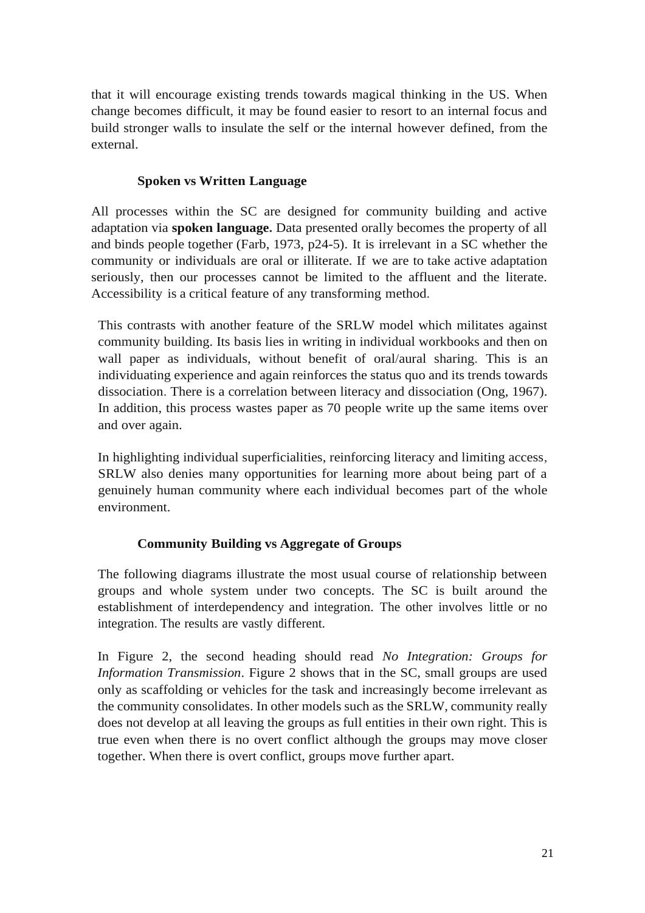that it will encourage existing trends towards magical thinking in the US. When change becomes difficult, it may be found easier to resort to an internal focus and build stronger walls to insulate the self or the internal however defined, from the external.

### Spoken vs Written Language

All processes within the SC are designed for community building and active adaptation via **spoken language.** Data presented orally becomes the property of all and binds people together (Farb, 1973, p24-5). It is irrelevant in a SC whether the community or individuals are oral or illiterate. If we are to take active adaptation seriously, then our processes cannot be limited to the affluent and the literate. Accessibility is a critical feature of any transforming method.

This contrasts with another feature of the SRLW model which militates against community building. Its basis lies in writing in individual workbooks and then on wall paper as individuals, without benefit of oral/aural sharing. This is an individuating experience and again reinforces the status quo and its trends towards dissociation. There is a correlation between literacy and dissociation (Ong, 1967). In addition, this process wastes paper as 70 people write up the same items over and over again.

In highlighting individual superficialities, reinforcing literacy and limiting access, SRLW also denies many opportunities for learning more about being part of a genuinely human community where each individual becomes part of the whole environment.

### Community Building vs Aggregate of Groups

The following diagrams illustrate the most usual course of relationship between groups and whole system under two concepts. The SC is built around the establishment of interdependency and integration. The other involves little or no integration. The results are vastly different.

In Figure 2, the second heading should read *No Integration: Groups for Information Transmission*. Figure 2 shows that in the SC, small groups are used only as scaffolding or vehicles for the task and increasingly become irrelevant as the community consolidates. In other models such as the SRLW, community really does not develop at all leaving the groups as full entities in their own right. This is true even when there is no overt conflict although the groups may move closer together. When there is overt conflict, groups move further apart.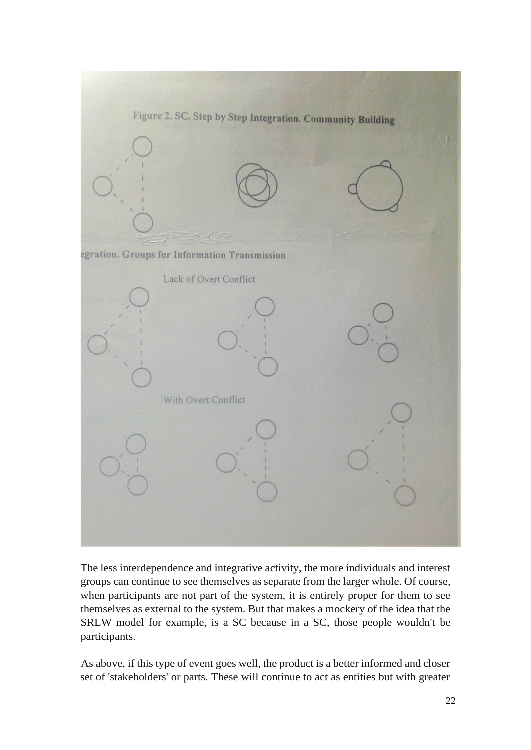Figure 2. SC. Step by Step Integration. Community Building

egration. Groups for Information Transmission

Lack of Overt Conflict

With Overt Conflict

The less interdependence and integrative activity, the more individuals and interest groups can continue to see themselves as separate from the larger whole. Of course, when participants are not part of the system, it is entirely proper for them to see themselves as external to the system. But that makes a mockery of the idea that the SRLW model for example, is a SC because in a SC, those people wouldn't be participants.

As above, if this type of event goes well, the product is a better informed and closer set of 'stakeholders' or parts. These will continue to act as entities but with greater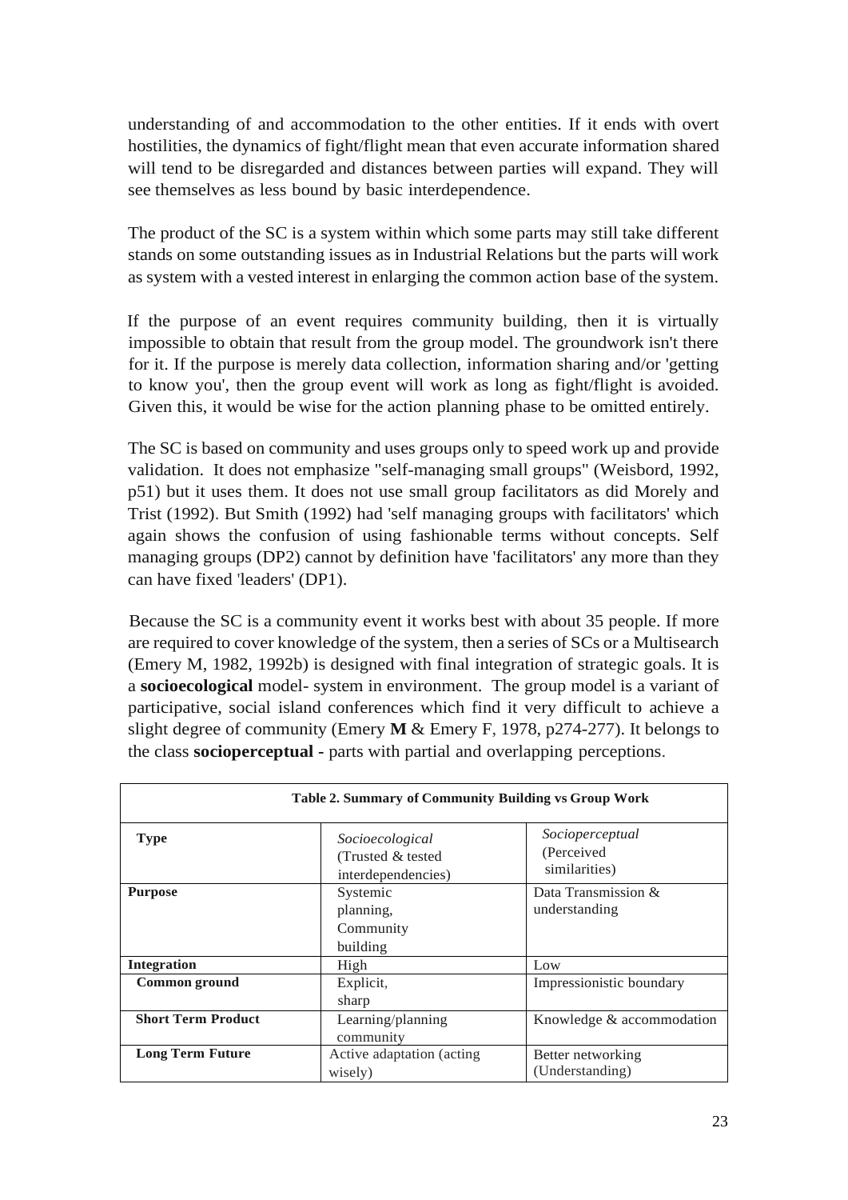understanding of and accommodation to the other entities. If it ends with overt hostilities, the dynamics of fight/flight mean that even accurate information shared will tend to be disregarded and distances between parties will expand. They will see themselves as less bound by basic interdependence.

The product of the SC is a system within which some parts may still take different stands on some outstanding issues as in Industrial Relations but the parts will work as system with a vested interest in enlarging the common action base of the system.

If the purpose of an event requires community building, then it is virtually impossible to obtain that result from the group model. The groundwork isn't there for it. If the purpose is merely data collection, information sharing and/or 'getting to know you', then the group event will work as long as fight/flight is avoided. Given this, it would be wise for the action planning phase to be omitted entirely.

The SC is based on community and uses groups only to speed work up and provide validation. It does not emphasize "self-managing small groups" (Weisbord, 1992, p51) but it uses them. It does not use small group facilitators as did Morely and Trist (1992). But Smith (1992) had 'self managing groups with facilitators' which again shows the confusion of using fashionable terms without concepts. Self managing groups (DP2) cannot by definition have 'facilitators' any more than they can have fixed 'leaders' (DP1).

Because the SC is a community event it works best with about 35 people. If more are required to cover knowledge of the system, then a series of SCs or a Multisearch (Emery M, 1982, 1992b) is designed with final integration of strategic goals. It is a **socioecological** model- system in environment. The group model is a variant of participative, social island conferences which find it very difficult to achieve a slight degree of community (Emery **M** & Emery F, 1978, p274-277). It belongs to the class **socioperceptual -** parts with partial and overlapping perceptions.

**Table 2. Summary of Community Building vs Group Work**

| | | |
|---|---|---|
| **Type** | *Socioecological* (Trusted & tested interdependencies) | *Socioperceptual* (Perceived similarities) |
| **Purpose** | Systemic planning, Community building | Data Transmission & understanding |
| **Integration** | High | Low |
| **Common ground** | Explicit, sharp | Impressionistic boundary |
| **Short Term Product** | Learning/planning community | Knowledge & accommodation |
| **Long Term Future** | Active adaptation (acting wisely) | Better networking (Understanding) |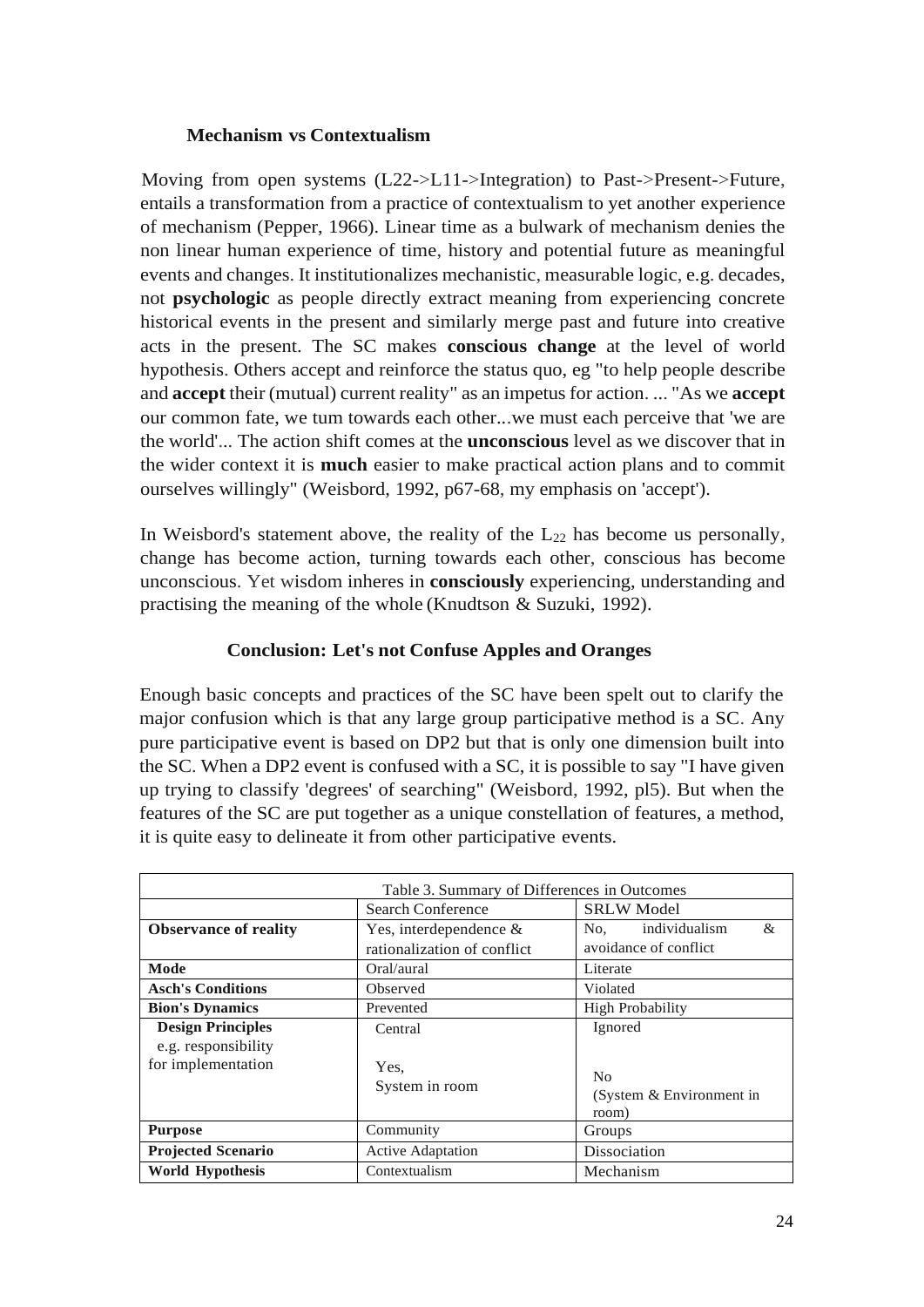### Mechanism vs Contextualism

Moving from open systems (L22->L11->Integration) to Past->Present->Future, entails a transformation from a practice of contextualism to yet another experience of mechanism (Pepper, 1966). Linear time as a bulwark of mechanism denies the non linear human experience of time, history and potential future as meaningful events and changes. It institutionalizes mechanistic, measurable logic, e.g. decades, not **psychologic** as people directly extract meaning from experiencing concrete historical events in the present and similarly merge past and future into creative acts in the present. The SC makes **conscious change** at the level of world hypothesis. Others accept and reinforce the status quo, eg "to help people describe and **accept** their (mutual) current reality" as an impetus for action. ... "As we **accept** our common fate, we tum towards each other...we must each perceive that 'we are the world'... The action shift comes at the **unconscious** level as we discover that in the wider context it is **much** easier to make practical action plans and to commit ourselves willingly" (Weisbord, 1992, p67-68, my emphasis on 'accept').

In Weisbord's statement above, the reality of the $L_{22}$ has become us personally, change has become action, turning towards each other, conscious has become unconscious. Yet wisdom inheres in **consciously** experiencing, understanding and practising the meaning of the whole (Knudtson & Suzuki, 1992).

### Conclusion: Let's not Confuse Apples and Oranges

Enough basic concepts and practices of the SC have been spelt out to clarify the major confusion which is that any large group participative method is a SC. Any pure participative event is based on DP2 but that is only one dimension built into the SC. When a DP2 event is confused with a SC, it is possible to say "I have given up trying to classify 'degrees' of searching" (Weisbord, 1992, pl5). But when the features of the SC are put together as a unique constellation of features, a method, it is quite easy to delineate it from other participative events.

Table 3. Summary of Differences in Outcomes

| | Search Conference | SRLW Model |
|---|---|---|
| **Observance of reality** | Yes, interdependence & rationalization of conflict | No, individualism & avoidance of conflict |
| **Mode** | Oral/aural | Literate |
| **Asch's Conditions** | Observed | Violated |
| **Bion's Dynamics** | Prevented | High Probability |
| **Design Principles** | Central | Ignored |
| e.g. responsibility for implementation | Yes, System in room | No (System & Environment in room) |
| **Purpose** | Community | Groups |
| **Projected Scenario** | Active Adaptation | Dissociation |
| **World Hypothesis** | Contextualism | Mechanism |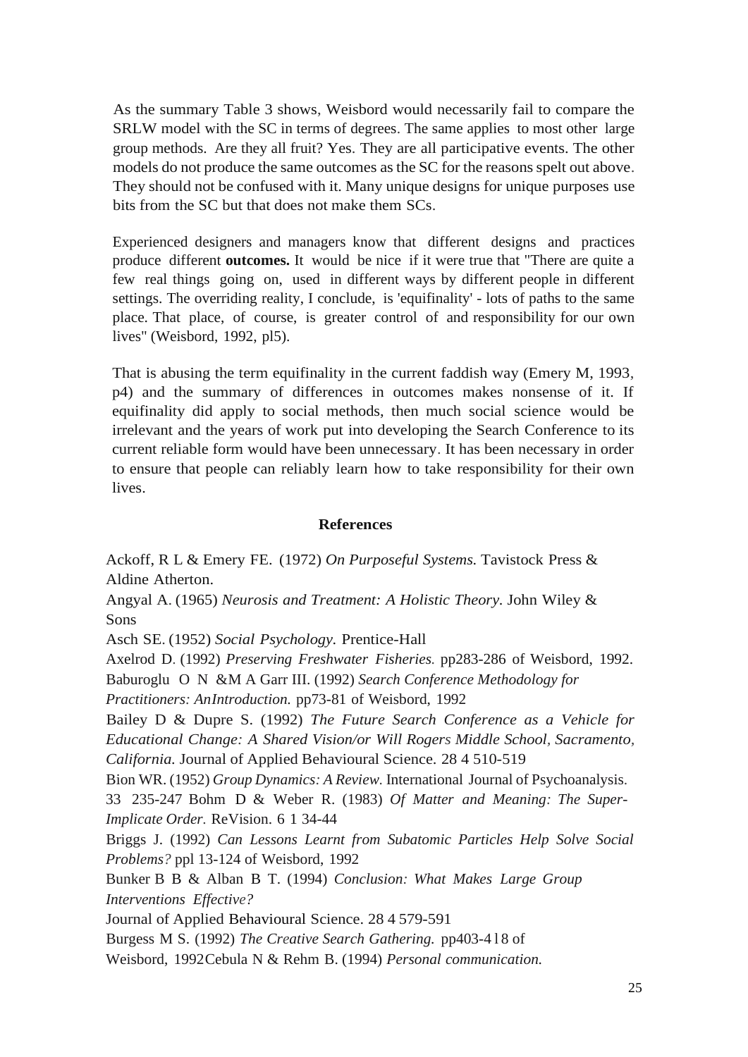As the summary Table 3 shows, Weisbord would necessarily fail to compare the SRLW model with the SC in terms of degrees. The same applies to most other large group methods. Are they all fruit? Yes. They are all participative events. The other models do not produce the same outcomes as the SC for the reasons spelt out above. They should not be confused with it. Many unique designs for unique purposes use bits from the SC but that does not make them SCs.

Experienced designers and managers know that different designs and practices produce different **outcomes.** It would be nice if it were true that "There are quite a few real things going on, used in different ways by different people in different settings. The overriding reality, I conclude, is 'equifinality' - lots of paths to the same place. That place, of course, is greater control of and responsibility for our own lives" (Weisbord, 1992, pl5).

That is abusing the term equifinality in the current faddish way (Emery M, 1993, p4) and the summary of differences in outcomes makes nonsense of it. If equifinality did apply to social methods, then much social science would be irrelevant and the years of work put into developing the Search Conference to its current reliable form would have been unnecessary. It has been necessary in order to ensure that people can reliably learn how to take responsibility for their own lives.

## References

Ackoff, R L & Emery FE. (1972) *On Purposeful Systems.* Tavistock Press & Aldine Atherton.

Angyal A. (1965) *Neurosis and Treatment: A Holistic Theory.* John Wiley & Sons

Asch SE. (1952) *Social Psychology.* Prentice-Hall

Axelrod D. (1992) *Preserving Freshwater Fisheries.* pp283-286 of Weisbord, 1992.

Baburoglu O N &M A Garr III. (1992) *Search Conference Methodology for Practitioners: AnIntroduction.* pp73-81 of Weisbord, 1992

Bailey D & Dupre S. (1992) *The Future Search Conference as a Vehicle for Educational Change: A Shared Vision/or Will Rogers Middle School, Sacramento, California.* Journal of Applied Behavioural Science. 28 4 510-519

Bion WR. (1952) *Group Dynamics: A Review.* International Journal of Psychoanalysis. 33 235-247

Bohm D & Weber R. (1983) *Of Matter and Meaning: The Super-Implicate Order.* ReVision. 6 1 34-44

Briggs J. (1992) *Can Lessons Learnt from Subatomic Particles Help Solve Social Problems?* ppl 13-124 of Weisbord, 1992

Bunker B B & Alban B T. (1994) *Conclusion: What Makes Large Group Interventions Effective?* Journal of Applied Behavioural Science. 28 4 579-591

Burgess M S. (1992) *The Creative Search Gathering.* pp403-418 of Weisbord, 1992

Cebula N & Rehm B. (1994) *Personal communication.*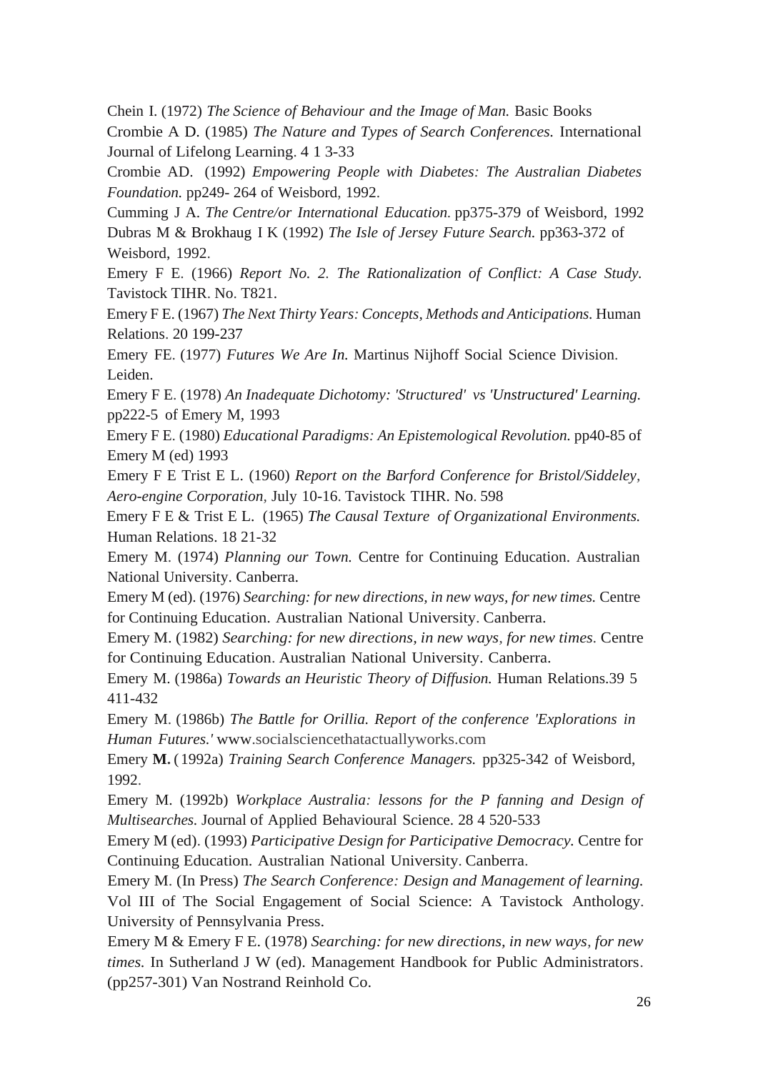Chein I. (1972) *The Science of Behaviour and the Image of Man.* Basic Books

Crombie A D. (1985) *The Nature and Types of Search Conferences.* International Journal of Lifelong Learning. 4 1 3-33

Crombie AD. (1992) *Empowering People with Diabetes: The Australian Diabetes Foundation.* pp249- 264 of Weisbord, 1992.

Cumming J A. *The Centre/or International Education.* pp375-379 of Weisbord, 1992

Dubras M & Brokhaug I K (1992) *The Isle of Jersey Future Search.* pp363-372 of Weisbord, 1992.

Emery F E. (1966) *Report No. 2. The Rationalization of Conflict: A Case Study.* Tavistock TIHR. No. T821.

Emery F E. (1967) *The Next Thirty Years: Concepts, Methods and Anticipations.* Human Relations. 20 199-237

Emery FE. (1977) *Futures We Are In.* Martinus Nijhoff Social Science Division. Leiden.

Emery F E. (1978) *An Inadequate Dichotomy: 'Structured' vs 'Unstructured' Learning.* pp222-5 of Emery M, 1993

Emery F E. (1980) *Educational Paradigms: An Epistemological Revolution.* pp40-85 of Emery M (ed) 1993

Emery F E Trist E L. (1960) *Report on the Barford Conference for Bristol/Siddeley, Aero-engine Corporation,* July 10-16. Tavistock TIHR. No. 598

Emery F E & Trist E L. (1965) *The Causal Texture of Organizational Environments.* Human Relations. 18 21-32

Emery M. (1974) *Planning our Town.* Centre for Continuing Education. Australian National University. Canberra.

Emery M (ed). (1976) *Searching: for new directions, in new ways, for new times.* Centre for Continuing Education. Australian National University. Canberra.

Emery M. (1982) *Searching: for new directions, in new ways, for new times.* Centre for Continuing Education. Australian National University. Canberra.

Emery M. (1986a) *Towards an Heuristic Theory of Diffusion.* Human Relations.39 5 411-432

Emery M. (1986b) *The Battle for Orillia. Report of the conference 'Explorations in Human Futures.'* www.socialsciencethatactuallyworks.com

Emery **M.** (1992a) *Training Search Conference Managers.* pp325-342 of Weisbord, 1992.

Emery M. (1992b) *Workplace Australia: lessons for the P fanning and Design of Multisearches.* Journal of Applied Behavioural Science. 28 4 520-533

Emery M (ed). (1993) *Participative Design for Participative Democracy.* Centre for Continuing Education. Australian National University. Canberra.

Emery M. (In Press) *The Search Conference: Design and Management of learning.* Vol III of The Social Engagement of Social Science: A Tavistock Anthology. University of Pennsylvania Press.

Emery M & Emery F E. (1978) *Searching: for new directions, in new ways, for new times.* In Sutherland J W (ed). Management Handbook for Public Administrators. (pp257-301) Van Nostrand Reinhold Co.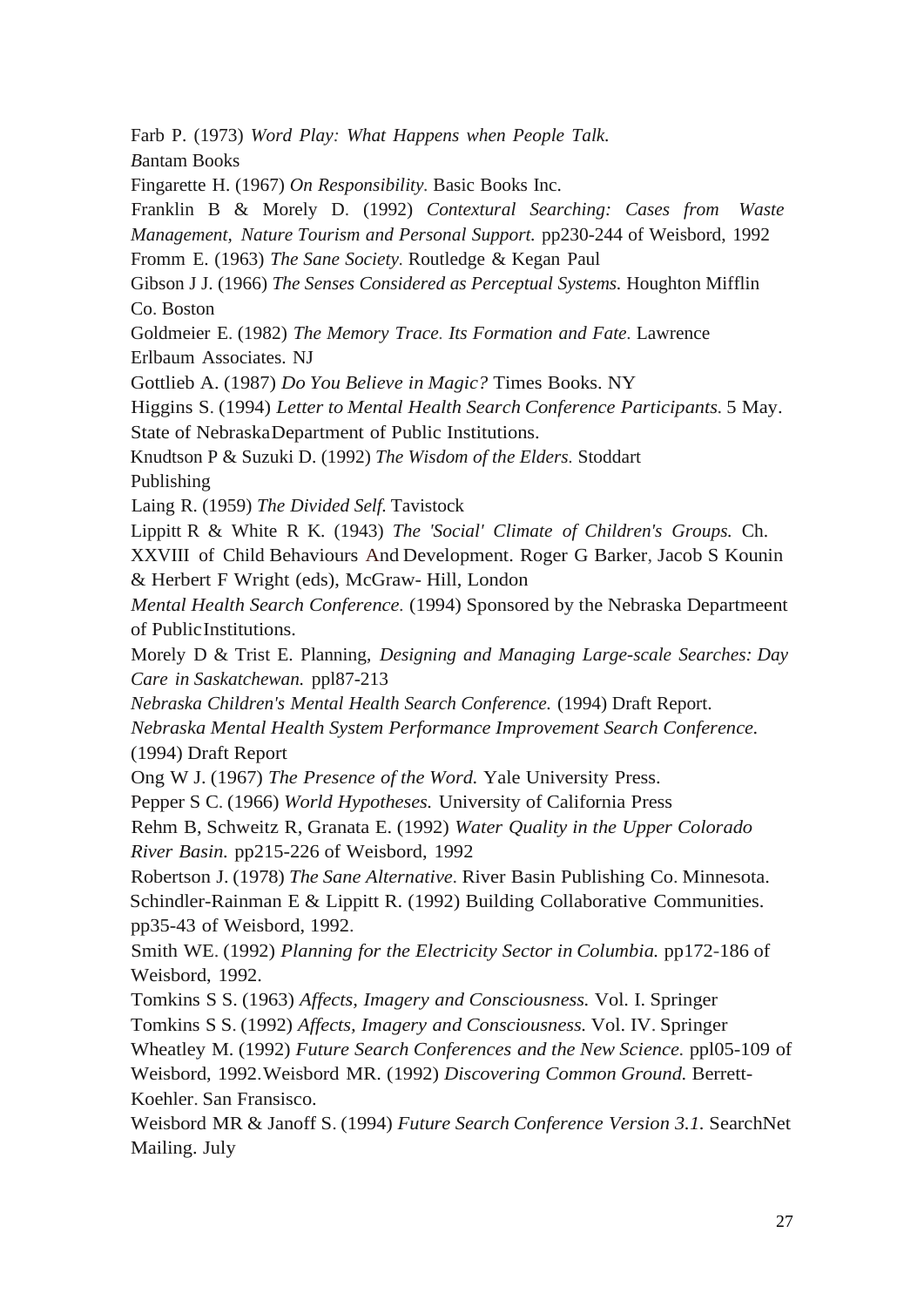Farb P. (1973) *Word Play: What Happens when People Talk.* Bantam Books

Fingarette H. (1967) *On Responsibility.* Basic Books Inc.

Franklin B & Morely D. (1992) *Contextural Searching: Cases from Waste Management, Nature Tourism and Personal Support.* pp230-244 of Weisbord, 1992

Fromm E. (1963) *The Sane Society.* Routledge & Kegan Paul

Gibson J J. (1966) *The Senses Considered as Perceptual Systems.* Houghton Mifflin Co. Boston

Goldmeier E. (1982) *The Memory Trace. Its Formation and Fate.* Lawrence Erlbaum Associates. NJ

Gottlieb A. (1987) *Do You Believe in Magic?* Times Books. NY

Higgins S. (1994) *Letter to Mental Health Search Conference Participants.* 5 May. State of Nebraska Department of Public Institutions.

Knudtson P & Suzuki D. (1992) *The Wisdom of the Elders.* Stoddart Publishing

Laing R. (1959) *The Divided Self.* Tavistock

Lippitt R & White R K. (1943) *The 'Social' Climate of Children's Groups.* Ch. XXVIII of Child Behaviours And Development. Roger G Barker, Jacob S Kounin & Herbert F Wright (eds), McGraw- Hill, London

*Mental Health Search Conference.* (1994) Sponsored by the Nebraska Departmeent of Public Institutions.

Morely D & Trist E. Planning, *Designing and Managing Large-scale Searches: Day Care in Saskatchewan.* ppl87-213

*Nebraska Children's Mental Health Search Conference.* (1994) Draft Report.

*Nebraska Mental Health System Performance Improvement Search Conference.* (1994) Draft Report

Ong W J. (1967) *The Presence of the Word.* Yale University Press.

Pepper S C. (1966) *World Hypotheses.* University of California Press

Rehm B, Schweitz R, Granata E. (1992) *Water Quality in the Upper Colorado River Basin.* pp215-226 of Weisbord, 1992

Robertson J. (1978) *The Sane Alternative.* River Basin Publishing Co. Minnesota.

Schindler-Rainman E & Lippitt R. (1992) Building Collaborative Communities. pp35-43 of Weisbord, 1992.

Smith WE. (1992) *Planning for the Electricity Sector in Columbia.* pp172-186 of Weisbord, 1992.

Tomkins S S. (1963) *Affects, Imagery and Consciousness.* Vol. I. Springer

Tomkins S S. (1992) *Affects, Imagery and Consciousness.* Vol. IV. Springer

Wheatley M. (1992) *Future Search Conferences and the New Science.* ppl05-109 of Weisbord, 1992.

Weisbord MR. (1992) *Discovering Common Ground.* Berrett-Koehler. San Fransisco.

Weisbord MR & Janoff S. (1994) *Future Search Conference Version 3.1.* SearchNet Mailing. July